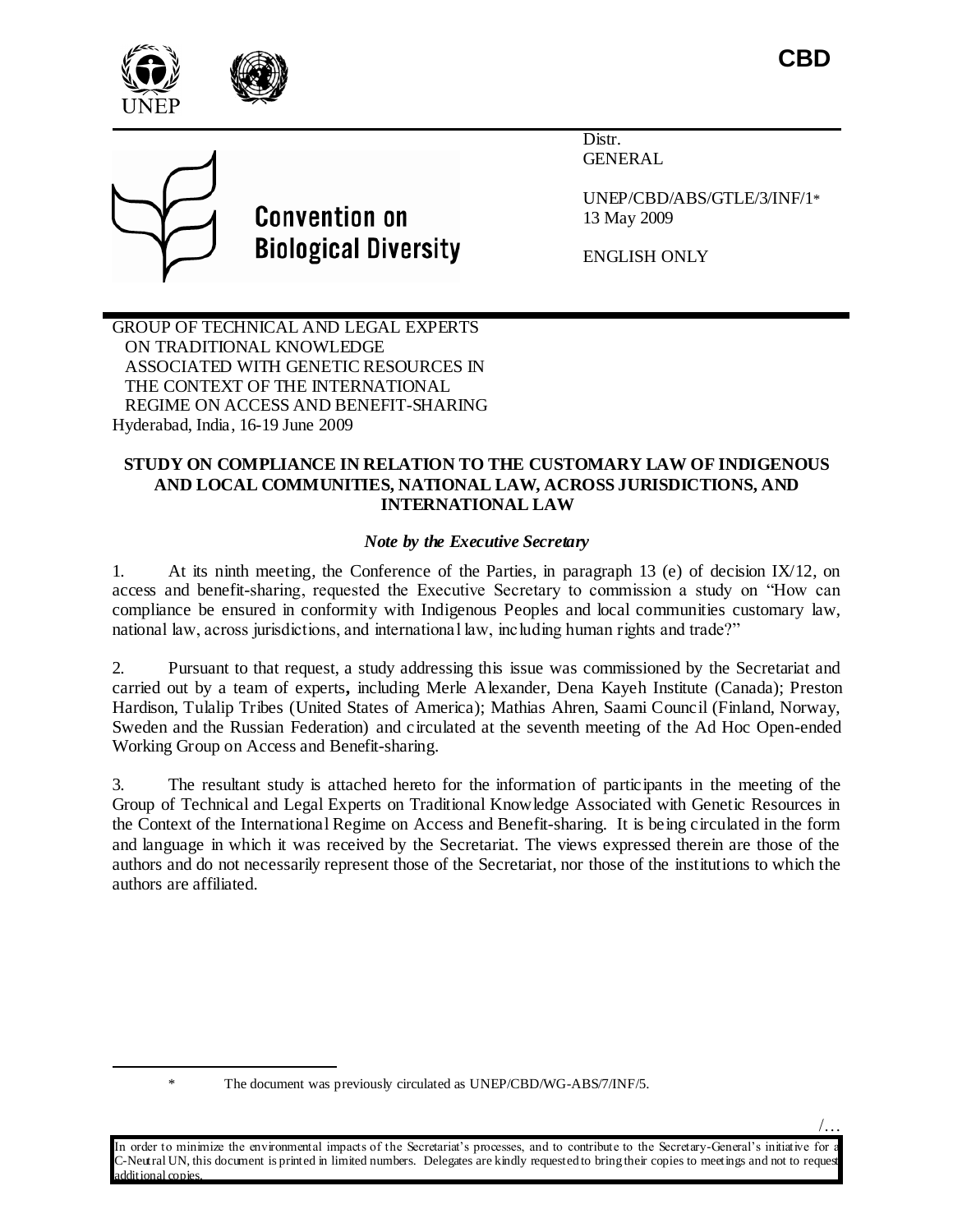CBD

**Convention on Biological Diversity**

Distr.
GENERAL

UNEP/CBD/ABS/GTLE/3/INF/1*
13 May 2009

ENGLISH ONLY

GROUP OF TECHNICAL AND LEGAL EXPERTS ON TRADITIONAL KNOWLEDGE ASSOCIATED WITH GENETIC RESOURCES IN THE CONTEXT OF THE INTERNATIONAL REGIME ON ACCESS AND BENEFIT-SHARING
Hyderabad, India, 16-19 June 2009

# STUDY ON COMPLIANCE IN RELATION TO THE CUSTOMARY LAW OF INDIGENOUS AND LOCAL COMMUNITIES, NATIONAL LAW, ACROSS JURISDICTIONS, AND INTERNATIONAL LAW

## *Note by the Executive Secretary*

1. At its ninth meeting, the Conference of the Parties, in paragraph 13 (e) of decision IX/12, on access and benefit-sharing, requested the Executive Secretary to commission a study on "How can compliance be ensured in conformity with Indigenous Peoples and local communities customary law, national law, across jurisdictions, and international law, including human rights and trade?"

2. Pursuant to that request, a study addressing this issue was commissioned by the Secretariat and carried out by a team of experts**,** including Merle Alexander, Dena Kayeh Institute (Canada); Preston Hardison, Tulalip Tribes (United States of America); Mathias Ahren, Saami Council (Finland, Norway, Sweden and the Russian Federation) and circulated at the seventh meeting of the Ad Hoc Open-ended Working Group on Access and Benefit-sharing.

3. The resultant study is attached hereto for the information of participants in the meeting of the Group of Technical and Legal Experts on Traditional Knowledge Associated with Genetic Resources in the Context of the International Regime on Access and Benefit-sharing. It is being circulated in the form and language in which it was received by the Secretariat. The views expressed therein are those of the authors and do not necessarily represent those of the Secretariat, nor those of the institutions to which the authors are affiliated.

\* The document was previously circulated as UNEP/CBD/WG-ABS/7/INF/5.

In order to minimize the environmental impacts of the Secretariat's processes, and to contribute to the Secretary-General's initiative for a C-Neutral UN, this document is printed in limited numbers. Delegates are kindly requested to bring their copies to meetings and not to request additional copies.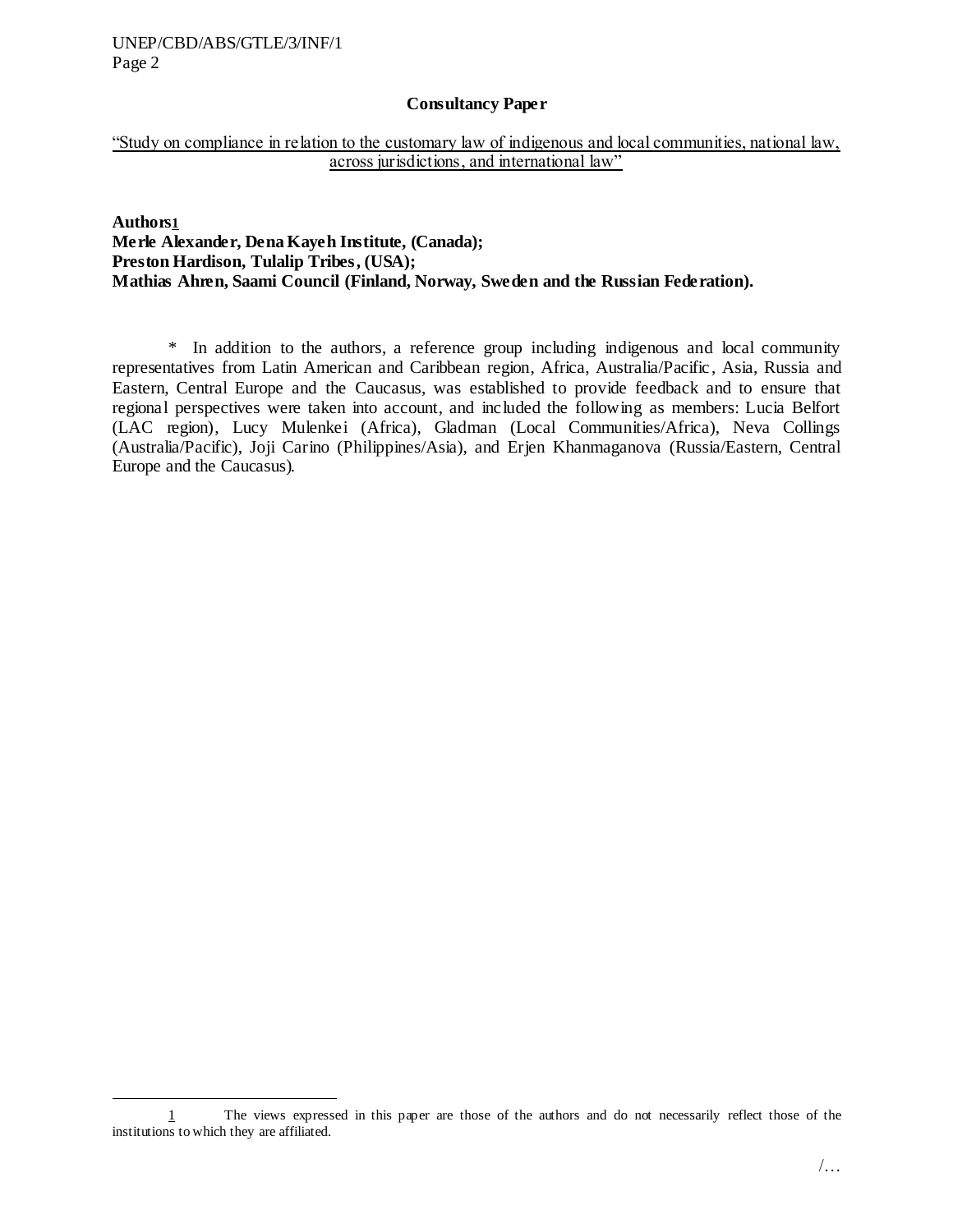**Consultancy Paper**

"Study on compliance in relation to the customary law of indigenous and local communities, national law, across jurisdictions, and international law"

**Authors[1]**
**Merle Alexander, Dena Kayeh Institute, (Canada);**
**Preston Hardison, Tulalip Tribes, (USA);**
**Mathias Ahren, Saami Council (Finland, Norway, Sweden and the Russian Federation).**

* In addition to the authors, a reference group including indigenous and local community representatives from Latin American and Caribbean region, Africa, Australia/Pacific, Asia, Russia and Eastern, Central Europe and the Caucasus, was established to provide feedback and to ensure that regional perspectives were taken into account, and included the following as members: Lucia Belfort (LAC region), Lucy Mulenkei (Africa), Gladman (Local Communities/Africa), Neva Collings (Australia/Pacific), Joji Carino (Philippines/Asia), and Erjen Khanmaganova (Russia/Eastern, Central Europe and the Caucasus).

---

[1] The views expressed in this paper are those of the authors and do not necessarily reflect those of the institutions to which they are affiliated.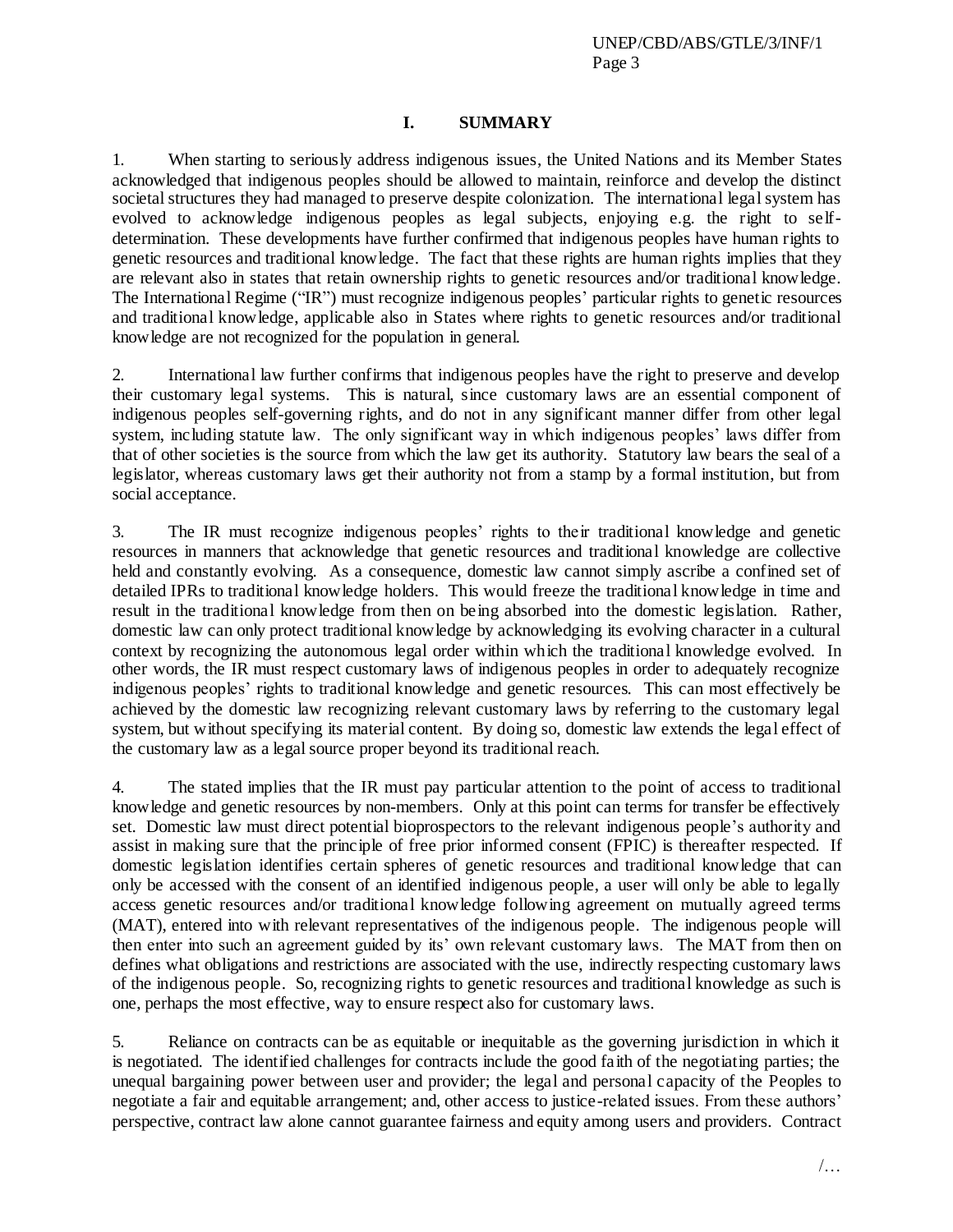# I. SUMMARY

1. When starting to seriously address indigenous issues, the United Nations and its Member States acknowledged that indigenous peoples should be allowed to maintain, reinforce and develop the distinct societal structures they had managed to preserve despite colonization. The international legal system has evolved to acknowledge indigenous peoples as legal subjects, enjoying e.g. the right to self-determination. These developments have further confirmed that indigenous peoples have human rights to genetic resources and traditional knowledge. The fact that these rights are human rights implies that they are relevant also in states that retain ownership rights to genetic resources and/or traditional knowledge. The International Regime ("IR") must recognize indigenous peoples' particular rights to genetic resources and traditional knowledge, applicable also in States where rights to genetic resources and/or traditional knowledge are not recognized for the population in general.

2. International law further confirms that indigenous peoples have the right to preserve and develop their customary legal systems. This is natural, since customary laws are an essential component of indigenous peoples self-governing rights, and do not in any significant manner differ from other legal system, including statute law. The only significant way in which indigenous peoples' laws differ from that of other societies is the source from which the law get its authority. Statutory law bears the seal of a legislator, whereas customary laws get their authority not from a stamp by a formal institution, but from social acceptance.

3. The IR must recognize indigenous peoples' rights to their traditional knowledge and genetic resources in manners that acknowledge that genetic resources and traditional knowledge are collective held and constantly evolving. As a consequence, domestic law cannot simply ascribe a confined set of detailed IPRs to traditional knowledge holders. This would freeze the traditional knowledge in time and result in the traditional knowledge from then on being absorbed into the domestic legislation. Rather, domestic law can only protect traditional knowledge by acknowledging its evolving character in a cultural context by recognizing the autonomous legal order within which the traditional knowledge evolved. In other words, the IR must respect customary laws of indigenous peoples in order to adequately recognize indigenous peoples' rights to traditional knowledge and genetic resources. This can most effectively be achieved by the domestic law recognizing relevant customary laws by referring to the customary legal system, but without specifying its material content. By doing so, domestic law extends the legal effect of the customary law as a legal source proper beyond its traditional reach.

4. The stated implies that the IR must pay particular attention to the point of access to traditional knowledge and genetic resources by non-members. Only at this point can terms for transfer be effectively set. Domestic law must direct potential bioprospectors to the relevant indigenous people's authority and assist in making sure that the principle of free prior informed consent (FPIC) is thereafter respected. If domestic legislation identifies certain spheres of genetic resources and traditional knowledge that can only be accessed with the consent of an identified indigenous people, a user will only be able to legally access genetic resources and/or traditional knowledge following agreement on mutually agreed terms (MAT), entered into with relevant representatives of the indigenous people. The indigenous people will then enter into such an agreement guided by its' own relevant customary laws. The MAT from then on defines what obligations and restrictions are associated with the use, indirectly respecting customary laws of the indigenous people. So, recognizing rights to genetic resources and traditional knowledge as such is one, perhaps the most effective, way to ensure respect also for customary laws.

5. Reliance on contracts can be as equitable or inequitable as the governing jurisdiction in which it is negotiated. The identified challenges for contracts include the good faith of the negotiating parties; the unequal bargaining power between user and provider; the legal and personal capacity of the Peoples to negotiate a fair and equitable arrangement; and, other access to justice-related issues. From these authors' perspective, contract law alone cannot guarantee fairness and equity among users and providers. Contract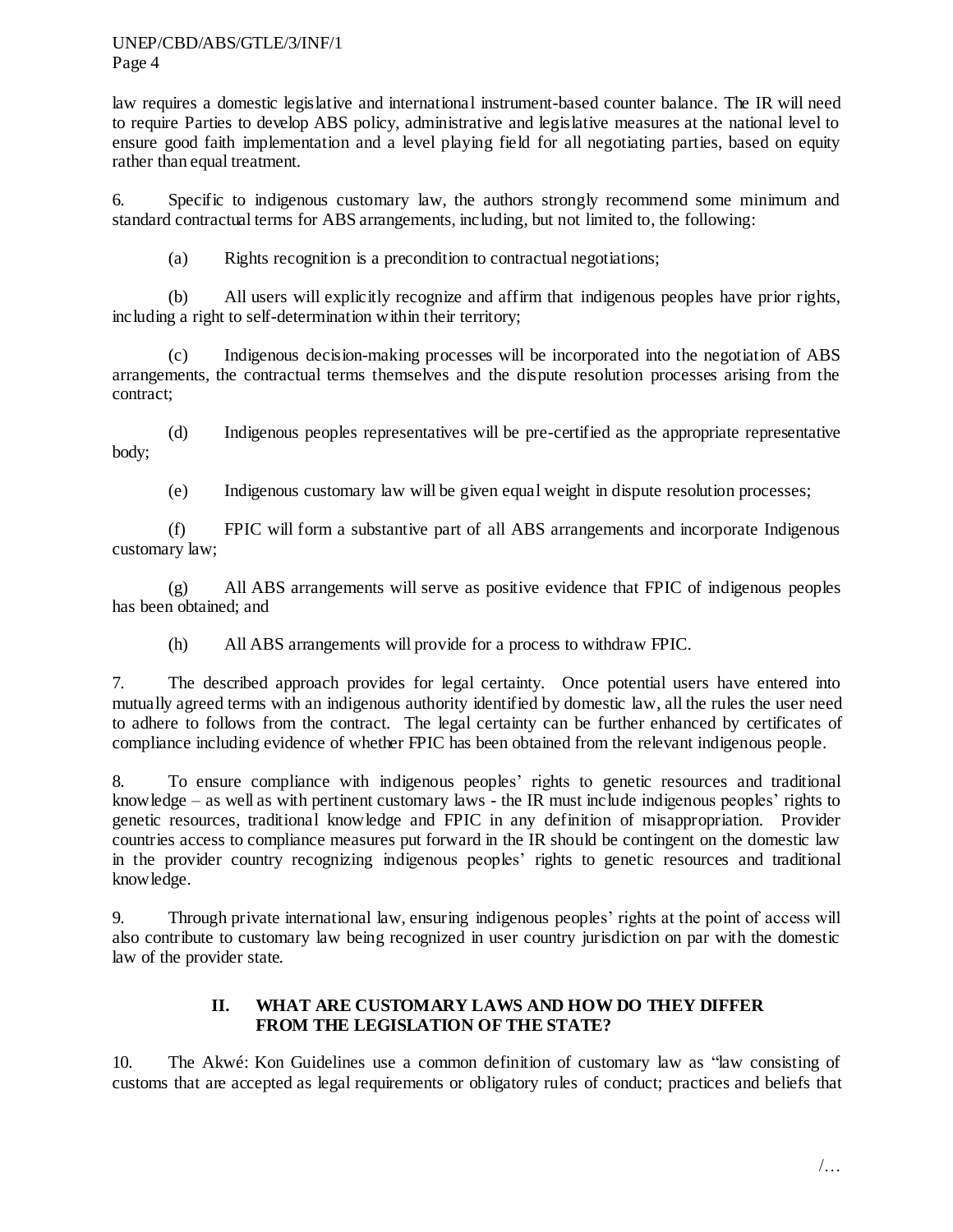law requires a domestic legislative and international instrument-based counter balance. The IR will need to require Parties to develop ABS policy, administrative and legislative measures at the national level to ensure good faith implementation and a level playing field for all negotiating parties, based on equity rather than equal treatment.

6. Specific to indigenous customary law, the authors strongly recommend some minimum and standard contractual terms for ABS arrangements, including, but not limited to, the following:

(a) Rights recognition is a precondition to contractual negotiations;

(b) All users will explicitly recognize and affirm that indigenous peoples have prior rights, including a right to self-determination within their territory;

(c) Indigenous decision-making processes will be incorporated into the negotiation of ABS arrangements, the contractual terms themselves and the dispute resolution processes arising from the contract;

(d) Indigenous peoples representatives will be pre-certified as the appropriate representative body;

(e) Indigenous customary law will be given equal weight in dispute resolution processes;

(f) FPIC will form a substantive part of all ABS arrangements and incorporate Indigenous customary law;

(g) All ABS arrangements will serve as positive evidence that FPIC of indigenous peoples has been obtained; and

(h) All ABS arrangements will provide for a process to withdraw FPIC.

7. The described approach provides for legal certainty. Once potential users have entered into mutually agreed terms with an indigenous authority identified by domestic law, all the rules the user need to adhere to follows from the contract. The legal certainty can be further enhanced by certificates of compliance including evidence of whether FPIC has been obtained from the relevant indigenous people.

8. To ensure compliance with indigenous peoples' rights to genetic resources and traditional knowledge – as well as with pertinent customary laws - the IR must include indigenous peoples' rights to genetic resources, traditional knowledge and FPIC in any definition of misappropriation. Provider countries access to compliance measures put forward in the IR should be contingent on the domestic law in the provider country recognizing indigenous peoples' rights to genetic resources and traditional knowledge.

9. Through private international law, ensuring indigenous peoples' rights at the point of access will also contribute to customary law being recognized in user country jurisdiction on par with the domestic law of the provider state.

## II. WHAT ARE CUSTOMARY LAWS AND HOW DO THEY DIFFER FROM THE LEGISLATION OF THE STATE?

10. The Akwé: Kon Guidelines use a common definition of customary law as "law consisting of customs that are accepted as legal requirements or obligatory rules of conduct; practices and beliefs that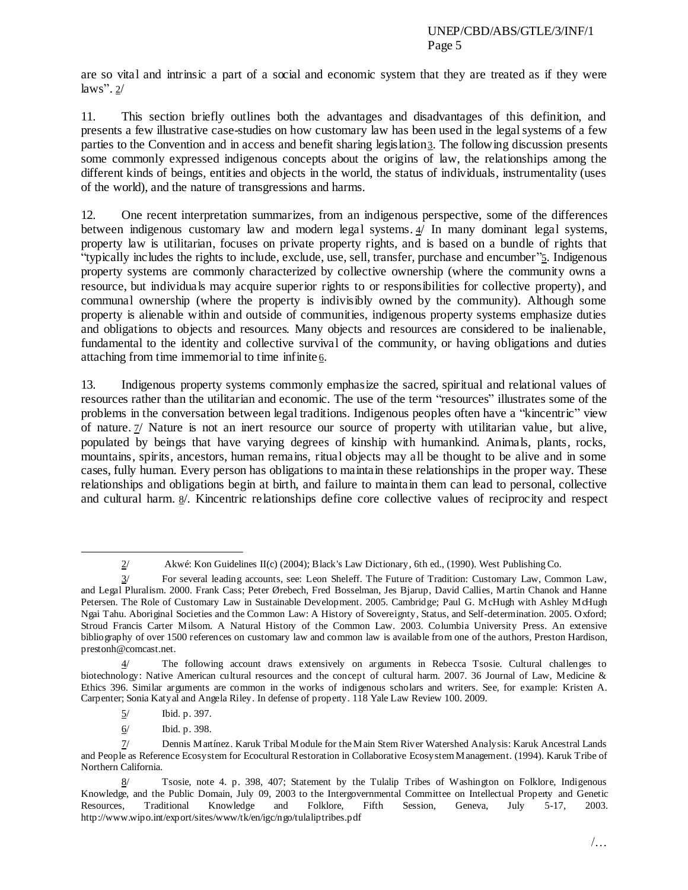are so vital and intrinsic a part of a social and economic system that they are treated as if they were laws". 2/

11. This section briefly outlines both the advantages and disadvantages of this definition, and presents a few illustrative case-studies on how customary law has been used in the legal systems of a few parties to the Convention and in access and benefit sharing legislation3. The following discussion presents some commonly expressed indigenous concepts about the origins of law, the relationships among the different kinds of beings, entities and objects in the world, the status of individuals, instrumentality (uses of the world), and the nature of transgressions and harms.

12. One recent interpretation summarizes, from an indigenous perspective, some of the differences between indigenous customary law and modern legal systems. 4/ In many dominant legal systems, property law is utilitarian, focuses on private property rights, and is based on a bundle of rights that "typically includes the rights to include, exclude, use, sell, transfer, purchase and encumber"5. Indigenous property systems are commonly characterized by collective ownership (where the community owns a resource, but individuals may acquire superior rights to or responsibilities for collective property), and communal ownership (where the property is indivisibly owned by the community). Although some property is alienable within and outside of communities, indigenous property systems emphasize duties and obligations to objects and resources. Many objects and resources are considered to be inalienable, fundamental to the identity and collective survival of the community, or having obligations and duties attaching from time immemorial to time infinite6.

13. Indigenous property systems commonly emphasize the sacred, spiritual and relational values of resources rather than the utilitarian and economic. The use of the term "resources" illustrates some of the problems in the conversation between legal traditions. Indigenous peoples often have a "kincentric" view of nature. 7/ Nature is not an inert resource our source of property with utilitarian value, but alive, populated by beings that have varying degrees of kinship with humankind. Animals, plants, rocks, mountains, spirits, ancestors, human remains, ritual objects may all be thought to be alive and in some cases, fully human. Every person has obligations to maintain these relationships in the proper way. These relationships and obligations begin at birth, and failure to maintain them can lead to personal, collective and cultural harm. 8/. Kincentric relationships define core collective values of reciprocity and respect

---

2/ Akwé: Kon Guidelines II(c) (2004); Black's Law Dictionary, 6th ed., (1990). West Publishing Co.

3/ For several leading accounts, see: Leon Sheleff. The Future of Tradition: Customary Law, Common Law, and Legal Pluralism. 2000. Frank Cass; Peter Ørebech, Fred Bosselman, Jes Bjarup, David Callies, Martin Chanok and Hanne Petersen. The Role of Customary Law in Sustainable Development. 2005. Cambridge; Paul G. McHugh with Ashley McHugh Ngai Tahu. Aboriginal Societies and the Common Law: A History of Sovereignty, Status, and Self-determination. 2005. Oxford; Stroud Francis Carter Milsom. A Natural History of the Common Law. 2003. Columbia University Press. An extensive bibliography of over 1500 references on customary law and common law is available from one of the authors, Preston Hardison, prestonh@comcast.net.

4/ The following account draws extensively on arguments in Rebecca Tsosie. Cultural challenges to biotechnology: Native American cultural resources and the concept of cultural harm. 2007. 36 Journal of Law, Medicine & Ethics 396. Similar arguments are common in the works of indigenous scholars and writers. See, for example: Kristen A. Carpenter; Sonia Katyal and Angela Riley. In defense of property. 118 Yale Law Review 100. 2009.

5/ Ibid. p. 397.

6/ Ibid. p. 398.

7/ Dennis Martínez. Karuk Tribal Module for the Main Stem River Watershed Analysis: Karuk Ancestral Lands and People as Reference Ecosystem for Ecocultural Restoration in Collaborative Ecosystem Management. (1994). Karuk Tribe of Northern California.

8/ Tsosie, note 4. p. 398, 407; Statement by the Tulalip Tribes of Washington on Folklore, Indigenous Knowledge, and the Public Domain, July 09, 2003 to the Intergovernmental Committee on Intellectual Property and Genetic Resources, Traditional Knowledge and Folklore, Fifth Session, Geneva, July 5-17, 2003. http://www.wipo.int/export/sites/www/tk/en/igc/ngo/tulaliptribes.pdf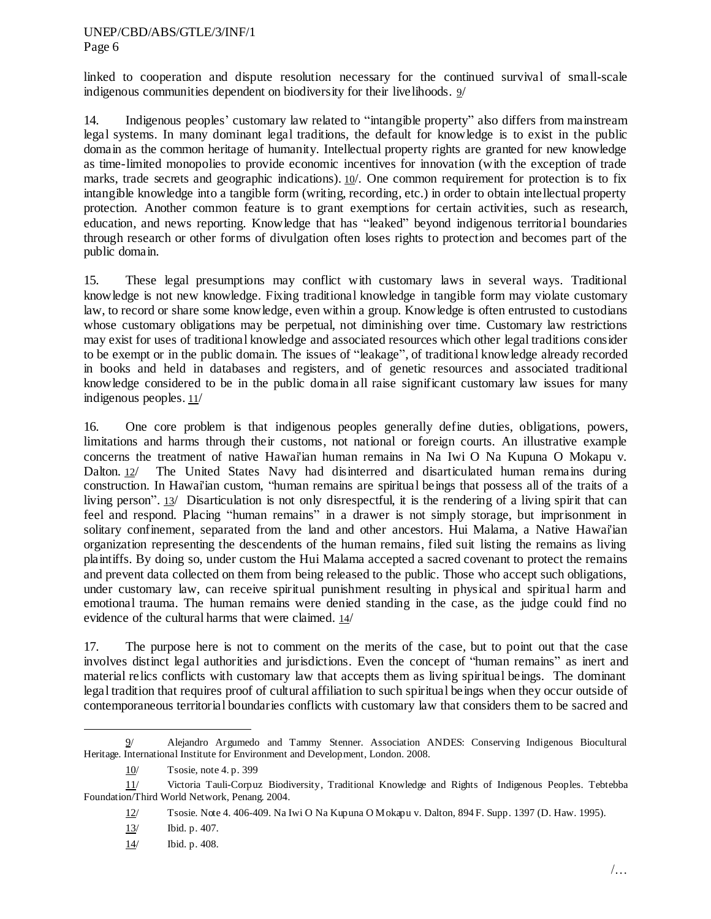linked to cooperation and dispute resolution necessary for the continued survival of small-scale indigenous communities dependent on biodiversity for their livelihoods. 9/

14. Indigenous peoples' customary law related to "intangible property" also differs from mainstream legal systems. In many dominant legal traditions, the default for knowledge is to exist in the public domain as the common heritage of humanity. Intellectual property rights are granted for new knowledge as time-limited monopolies to provide economic incentives for innovation (with the exception of trade marks, trade secrets and geographic indications). 10/. One common requirement for protection is to fix intangible knowledge into a tangible form (writing, recording, etc.) in order to obtain intellectual property protection. Another common feature is to grant exemptions for certain activities, such as research, education, and news reporting. Knowledge that has "leaked" beyond indigenous territorial boundaries through research or other forms of divulgation often loses rights to protection and becomes part of the public domain.

15. These legal presumptions may conflict with customary laws in several ways. Traditional knowledge is not new knowledge. Fixing traditional knowledge in tangible form may violate customary law, to record or share some knowledge, even within a group. Knowledge is often entrusted to custodians whose customary obligations may be perpetual, not diminishing over time. Customary law restrictions may exist for uses of traditional knowledge and associated resources which other legal traditions consider to be exempt or in the public domain. The issues of "leakage", of traditional knowledge already recorded in books and held in databases and registers, and of genetic resources and associated traditional knowledge considered to be in the public domain all raise significant customary law issues for many indigenous peoples. 11/

16. One core problem is that indigenous peoples generally define duties, obligations, powers, limitations and harms through their customs, not national or foreign courts. An illustrative example concerns the treatment of native Hawai'ian human remains in Na Iwi O Na Kupuna O Mokapu v. Dalton. 12/ The United States Navy had disinterred and disarticulated human remains during construction. In Hawai'ian custom, "human remains are spiritual beings that possess all of the traits of a living person". 13/ Disarticulation is not only disrespectful, it is the rendering of a living spirit that can feel and respond. Placing "human remains" in a drawer is not simply storage, but imprisonment in solitary confinement, separated from the land and other ancestors. Hui Malama, a Native Hawai'ian organization representing the descendents of the human remains, filed suit listing the remains as living plaintiffs. By doing so, under custom the Hui Malama accepted a sacred covenant to protect the remains and prevent data collected on them from being released to the public. Those who accept such obligations, under customary law, can receive spiritual punishment resulting in physical and spiritual harm and emotional trauma. The human remains were denied standing in the case, as the judge could find no evidence of the cultural harms that were claimed. 14/

17. The purpose here is not to comment on the merits of the case, but to point out that the case involves distinct legal authorities and jurisdictions. Even the concept of "human remains" as inert and material relics conflicts with customary law that accepts them as living spiritual beings. The dominant legal tradition that requires proof of cultural affiliation to such spiritual beings when they occur outside of contemporaneous territorial boundaries conflicts with customary law that considers them to be sacred and

---

9/ Alejandro Argumedo and Tammy Stenner. Association ANDES: Conserving Indigenous Biocultural Heritage. International Institute for Environment and Development, London. 2008.

10/ Tsosie, note 4. p. 399

11/ Victoria Tauli-Corpuz Biodiversity, Traditional Knowledge and Rights of Indigenous Peoples. Tebtebba Foundation/Third World Network, Penang. 2004.

12/ Tsosie. Note 4. 406-409. Na Iwi O Na Kupuna O Mokapu v. Dalton, 894 F. Supp. 1397 (D. Haw. 1995).

13/ Ibid. p. 407.

14/ Ibid. p. 408.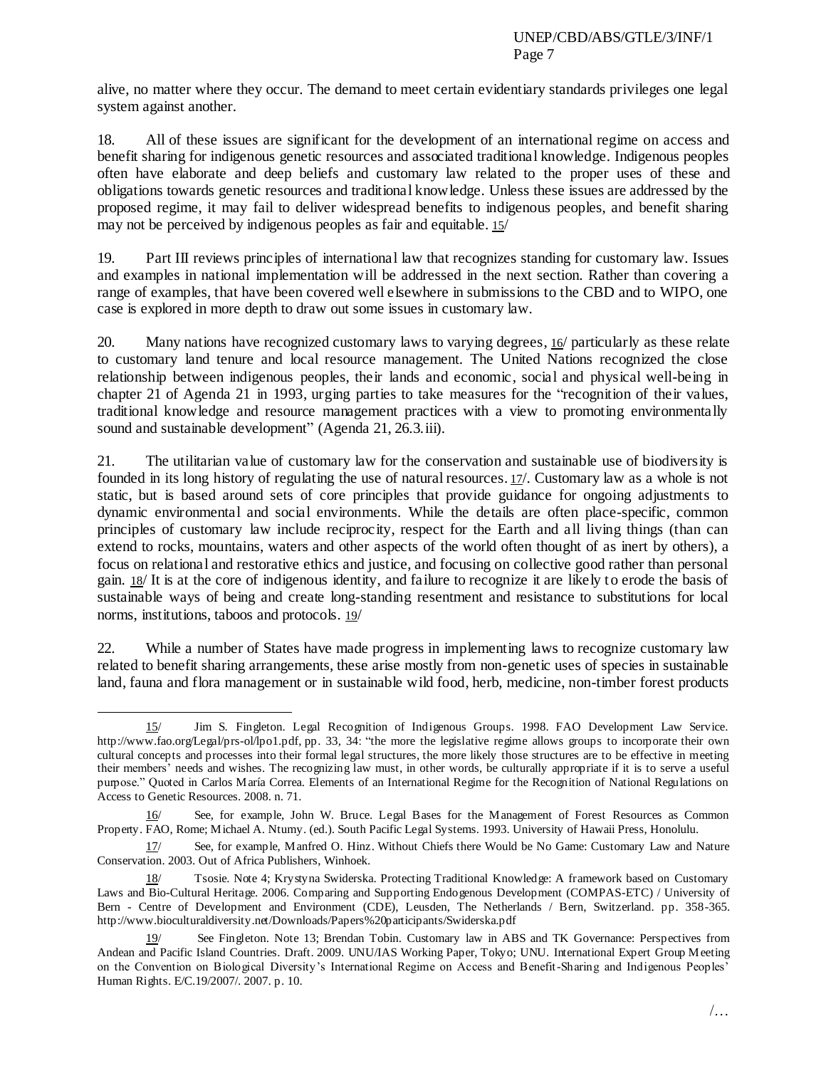alive, no matter where they occur. The demand to meet certain evidentiary standards privileges one legal system against another.

18. All of these issues are significant for the development of an international regime on access and benefit sharing for indigenous genetic resources and associated traditional knowledge. Indigenous peoples often have elaborate and deep beliefs and customary law related to the proper uses of these and obligations towards genetic resources and traditional knowledge. Unless these issues are addressed by the proposed regime, it may fail to deliver widespread benefits to indigenous peoples, and benefit sharing may not be perceived by indigenous peoples as fair and equitable. 15/

19. Part III reviews principles of international law that recognizes standing for customary law. Issues and examples in national implementation will be addressed in the next section. Rather than covering a range of examples, that have been covered well elsewhere in submissions to the CBD and to WIPO, one case is explored in more depth to draw out some issues in customary law.

20. Many nations have recognized customary laws to varying degrees, 16/ particularly as these relate to customary land tenure and local resource management. The United Nations recognized the close relationship between indigenous peoples, their lands and economic, social and physical well-being in chapter 21 of Agenda 21 in 1993, urging parties to take measures for the "recognition of their values, traditional knowledge and resource management practices with a view to promoting environmentally sound and sustainable development" (Agenda 21, 26.3.iii).

21. The utilitarian value of customary law for the conservation and sustainable use of biodiversity is founded in its long history of regulating the use of natural resources. 17/. Customary law as a whole is not static, but is based around sets of core principles that provide guidance for ongoing adjustments to dynamic environmental and social environments. While the details are often place-specific, common principles of customary law include reciprocity, respect for the Earth and all living things (than can extend to rocks, mountains, waters and other aspects of the world often thought of as inert by others), a focus on relational and restorative ethics and justice, and focusing on collective good rather than personal gain. 18/ It is at the core of indigenous identity, and failure to recognize it are likely to erode the basis of sustainable ways of being and create long-standing resentment and resistance to substitutions for local norms, institutions, taboos and protocols. 19/

22. While a number of States have made progress in implementing laws to recognize customary law related to benefit sharing arrangements, these arise mostly from non-genetic uses of species in sustainable land, fauna and flora management or in sustainable wild food, herb, medicine, non-timber forest products

---

15/ Jim S. Fingleton. Legal Recognition of Indigenous Groups. 1998. FAO Development Law Service. http://www.fao.org/Legal/prs-ol/lpo1.pdf, pp. 33, 34: "the more the legislative regime allows groups to incorporate their own cultural concepts and processes into their formal legal structures, the more likely those structures are to be effective in meeting their members' needs and wishes. The recognizing law must, in other words, be culturally appropriate if it is to serve a useful purpose." Quoted in Carlos María Correa. Elements of an International Regime for the Recognition of National Regulations on Access to Genetic Resources. 2008. n. 71.

16/ See, for example, John W. Bruce. Legal Bases for the Management of Forest Resources as Common Property. FAO, Rome; Michael A. Ntumy. (ed.). South Pacific Legal Systems. 1993. University of Hawaii Press, Honolulu.

17/ See, for example, Manfred O. Hinz. Without Chiefs there Would be No Game: Customary Law and Nature Conservation. 2003. Out of Africa Publishers, Winhoek.

18/ Tsosie. Note 4; Krystyna Swiderska. Protecting Traditional Knowledge: A framework based on Customary Laws and Bio-Cultural Heritage. 2006. Comparing and Supporting Endogenous Development (COMPAS-ETC) / University of Bern - Centre of Development and Environment (CDE), Leusden, The Netherlands / Bern, Switzerland. pp. 358-365. http://www.bioculturaldiversity.net/Downloads/Papers%20participants/Swiderska.pdf

19/ See Fingleton. Note 13; Brendan Tobin. Customary law in ABS and TK Governance: Perspectives from Andean and Pacific Island Countries. Draft. 2009. UNU/IAS Working Paper, Tokyo; UNU. International Expert Group Meeting on the Convention on Biological Diversity's International Regime on Access and Benefit-Sharing and Indigenous Peoples' Human Rights. E/C.19/2007/. 2007. p. 10.

/…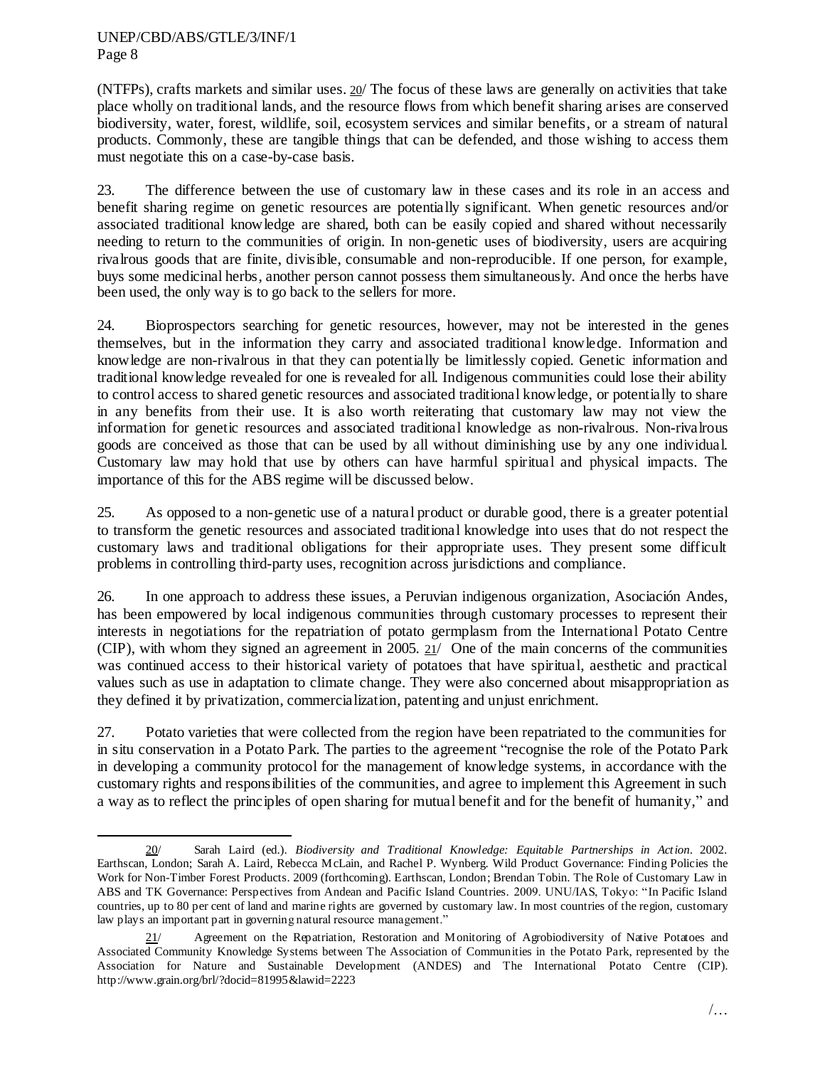(NTFPs), crafts markets and similar uses. 20/ The focus of these laws are generally on activities that take place wholly on traditional lands, and the resource flows from which benefit sharing arises are conserved biodiversity, water, forest, wildlife, soil, ecosystem services and similar benefits, or a stream of natural products. Commonly, these are tangible things that can be defended, and those wishing to access them must negotiate this on a case-by-case basis.

23. The difference between the use of customary law in these cases and its role in an access and benefit sharing regime on genetic resources are potentially significant. When genetic resources and/or associated traditional knowledge are shared, both can be easily copied and shared without necessarily needing to return to the communities of origin. In non-genetic uses of biodiversity, users are acquiring rivalrous goods that are finite, divisible, consumable and non-reproducible. If one person, for example, buys some medicinal herbs, another person cannot possess them simultaneously. And once the herbs have been used, the only way is to go back to the sellers for more.

24. Bioprospectors searching for genetic resources, however, may not be interested in the genes themselves, but in the information they carry and associated traditional knowledge. Information and knowledge are non-rivalrous in that they can potentially be limitlessly copied. Genetic information and traditional knowledge revealed for one is revealed for all. Indigenous communities could lose their ability to control access to shared genetic resources and associated traditional knowledge, or potentially to share in any benefits from their use. It is also worth reiterating that customary law may not view the information for genetic resources and associated traditional knowledge as non-rivalrous. Non-rivalrous goods are conceived as those that can be used by all without diminishing use by any one individual. Customary law may hold that use by others can have harmful spiritual and physical impacts. The importance of this for the ABS regime will be discussed below.

25. As opposed to a non-genetic use of a natural product or durable good, there is a greater potential to transform the genetic resources and associated traditional knowledge into uses that do not respect the customary laws and traditional obligations for their appropriate uses. They present some difficult problems in controlling third-party uses, recognition across jurisdictions and compliance.

26. In one approach to address these issues, a Peruvian indigenous organization, Asociación Andes, has been empowered by local indigenous communities through customary processes to represent their interests in negotiations for the repatriation of potato germplasm from the International Potato Centre (CIP), with whom they signed an agreement in 2005. 21/ One of the main concerns of the communities was continued access to their historical variety of potatoes that have spiritual, aesthetic and practical values such as use in adaptation to climate change. They were also concerned about misappropriation as they defined it by privatization, commercialization, patenting and unjust enrichment.

27. Potato varieties that were collected from the region have been repatriated to the communities for in situ conservation in a Potato Park. The parties to the agreement "recognise the role of the Potato Park in developing a community protocol for the management of knowledge systems, in accordance with the customary rights and responsibilities of the communities, and agree to implement this Agreement in such a way as to reflect the principles of open sharing for mutual benefit and for the benefit of humanity," and

---

20/ Sarah Laird (ed.). *Biodiversity and Traditional Knowledge: Equitable Partnerships in Action*. 2002. Earthscan, London; Sarah A. Laird, Rebecca McLain, and Rachel P. Wynberg. Wild Product Governance: Finding Policies the Work for Non-Timber Forest Products. 2009 (forthcoming). Earthscan, London; Brendan Tobin. The Role of Customary Law in ABS and TK Governance: Perspectives from Andean and Pacific Island Countries. 2009. UNU/IAS, Tokyo: "In Pacific Island countries, up to 80 per cent of land and marine rights are governed by customary law. In most countries of the region, customary law plays an important part in governing natural resource management."

21/ Agreement on the Repatriation, Restoration and Monitoring of Agrobiodiversity of Native Potatoes and Associated Community Knowledge Systems between The Association of Communities in the Potato Park, represented by the Association for Nature and Sustainable Development (ANDES) and The International Potato Centre (CIP). http://www.grain.org/brl/?docid=81995&lawid=2223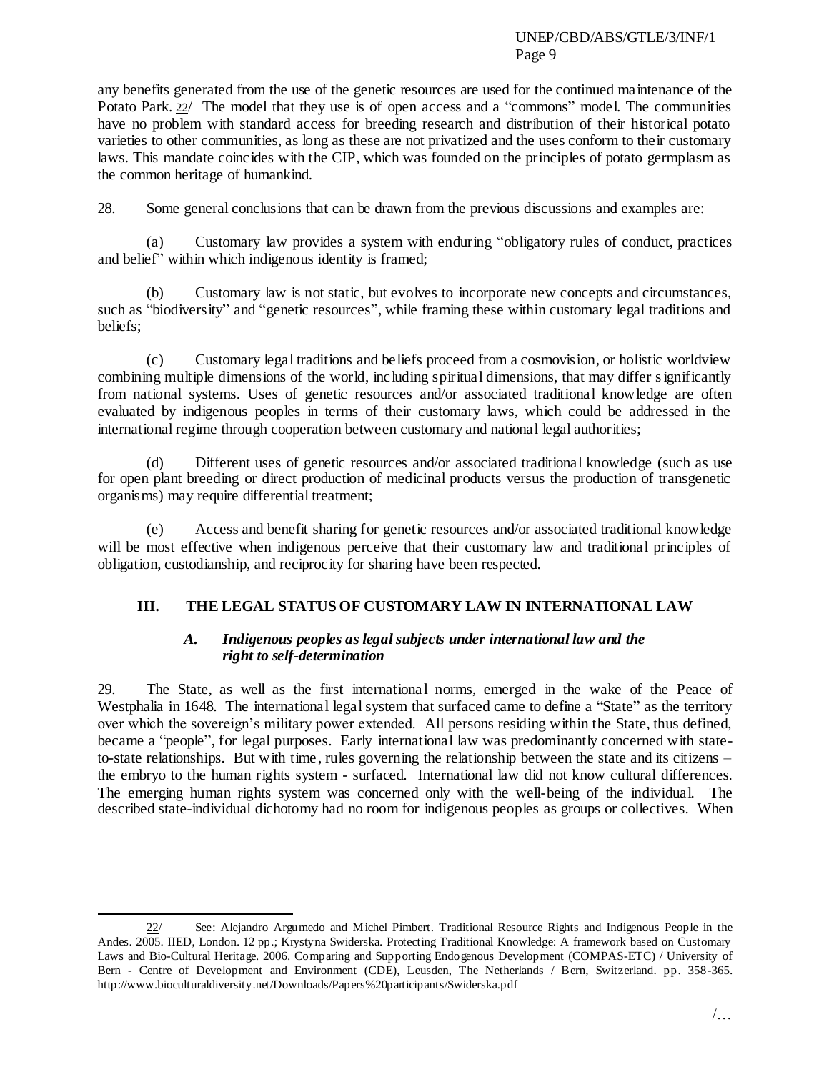any benefits generated from the use of the genetic resources are used for the continued maintenance of the Potato Park. 22/ The model that they use is of open access and a "commons" model. The communities have no problem with standard access for breeding research and distribution of their historical potato varieties to other communities, as long as these are not privatized and the uses conform to their customary laws. This mandate coincides with the CIP, which was founded on the principles of potato germplasm as the common heritage of humankind.

28. Some general conclusions that can be drawn from the previous discussions and examples are:

(a) Customary law provides a system with enduring "obligatory rules of conduct, practices and belief" within which indigenous identity is framed;

(b) Customary law is not static, but evolves to incorporate new concepts and circumstances, such as "biodiversity" and "genetic resources", while framing these within customary legal traditions and beliefs;

(c) Customary legal traditions and beliefs proceed from a cosmovision, or holistic worldview combining multiple dimensions of the world, including spiritual dimensions, that may differ significantly from national systems. Uses of genetic resources and/or associated traditional knowledge are often evaluated by indigenous peoples in terms of their customary laws, which could be addressed in the international regime through cooperation between customary and national legal authorities;

(d) Different uses of genetic resources and/or associated traditional knowledge (such as use for open plant breeding or direct production of medicinal products versus the production of transgenetic organisms) may require differential treatment;

(e) Access and benefit sharing for genetic resources and/or associated traditional knowledge will be most effective when indigenous perceive that their customary law and traditional principles of obligation, custodianship, and reciprocity for sharing have been respected.

## III. THE LEGAL STATUS OF CUSTOMARY LAW IN INTERNATIONAL LAW

### *A. Indigenous peoples as legal subjects under international law and the right to self-determination*

29. The State, as well as the first international norms, emerged in the wake of the Peace of Westphalia in 1648. The international legal system that surfaced came to define a "State" as the territory over which the sovereign's military power extended. All persons residing within the State, thus defined, became a "people", for legal purposes. Early international law was predominantly concerned with state-to-state relationships. But with time, rules governing the relationship between the state and its citizens – the embryo to the human rights system - surfaced. International law did not know cultural differences. The emerging human rights system was concerned only with the well-being of the individual. The described state-individual dichotomy had no room for indigenous peoples as groups or collectives. When

---

22/ See: Alejandro Argumedo and Michel Pimbert. Traditional Resource Rights and Indigenous People in the Andes. 2005. IIED, London. 12 pp.; Krystyna Swiderska. Protecting Traditional Knowledge: A framework based on Customary Laws and Bio-Cultural Heritage. 2006. Comparing and Supporting Endogenous Development (COMPAS-ETC) / University of Bern - Centre of Development and Environment (CDE), Leusden, The Netherlands / Bern, Switzerland. pp. 358-365. http://www.bioculturaldiversity.net/Downloads/Papers%20participants/Swiderska.pdf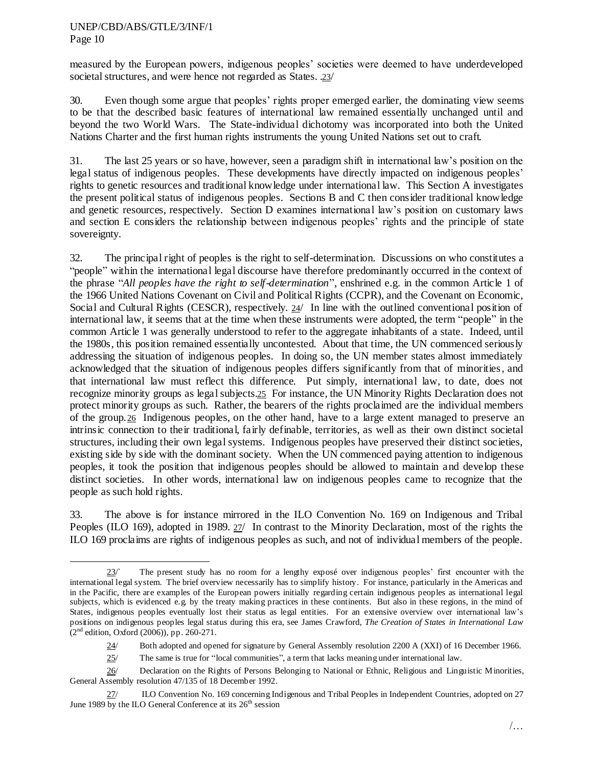measured by the European powers, indigenous peoples' societies were deemed to have underdeveloped societal structures, and were hence not regarded as States. .23/

30. Even though some argue that peoples' rights proper emerged earlier, the dominating view seems to be that the described basic features of international law remained essentially unchanged until and beyond the two World Wars. The State-individual dichotomy was incorporated into both the United Nations Charter and the first human rights instruments the young United Nations set out to craft.

31. The last 25 years or so have, however, seen a paradigm shift in international law's position on the legal status of indigenous peoples. These developments have directly impacted on indigenous peoples' rights to genetic resources and traditional knowledge under international law. This Section A investigates the present political status of indigenous peoples. Sections B and C then consider traditional knowledge and genetic resources, respectively. Section D examines international law's position on customary laws and section E considers the relationship between indigenous peoples' rights and the principle of state sovereignty.

32. The principal right of peoples is the right to self-determination. Discussions on who constitutes a "people" within the international legal discourse have therefore predominantly occurred in the context of the phrase "*All peoples have the right to self-determination*", enshrined e.g. in the common Article 1 of the 1966 United Nations Covenant on Civil and Political Rights (CCPR), and the Covenant on Economic, Social and Cultural Rights (CESCR), respectively. 24/ In line with the outlined conventional position of international law, it seems that at the time when these instruments were adopted, the term "people" in the common Article 1 was generally understood to refer to the aggregate inhabitants of a state. Indeed, until the 1980s, this position remained essentially uncontested. About that time, the UN commenced seriously addressing the situation of indigenous peoples. In doing so, the UN member states almost immediately acknowledged that the situation of indigenous peoples differs significantly from that of minorities, and that international law must reflect this difference. Put simply, international law, to date, does not recognize minority groups as legal subjects.25 For instance, the UN Minority Rights Declaration does not protect minority groups as such. Rather, the bearers of the rights proclaimed are the individual members of the group.26 Indigenous peoples, on the other hand, have to a large extent managed to preserve an intrinsic connection to their traditional, fairly definable, territories, as well as their own distinct societal structures, including their own legal systems. Indigenous peoples have preserved their distinct societies, existing side by side with the dominant society. When the UN commenced paying attention to indigenous peoples, it took the position that indigenous peoples should be allowed to maintain and develop these distinct societies. In other words, international law on indigenous peoples came to recognize that the people as such hold rights.

33. The above is for instance mirrored in the ILO Convention No. 169 on Indigenous and Tribal Peoples (ILO 169), adopted in 1989. 27/ In contrast to the Minority Declaration, most of the rights the ILO 169 proclaims are rights of indigenous peoples as such, and not of individual members of the people.

---

23/` The present study has no room for a lengthy exposé over indigenous peoples' first encounter with the international legal system. The brief overview necessarily has to simplify history. For instance, particularly in the Americas and in the Pacific, there are examples of the European powers initially regarding certain indigenous peoples as international legal subjects, which is evidenced e.g. by the treaty making practices in these continents. But also in these regions, in the mind of States, indigenous peoples eventually lost their status as legal entities. For an extensive overview over international law's positions on indigenous peoples legal status during this era, see James Crawford, *The Creation of States in International Law* (2nd edition, Oxford (2006)), pp. 260-271.

24/ Both adopted and opened for signature by General Assembly resolution 2200 A (XXI) of 16 December 1966.

25/ The same is true for "local communities", a term that lacks meaning under international law.

26/ Declaration on the Rights of Persons Belonging to National or Ethnic, Religious and Linguistic Minorities, General Assembly resolution 47/135 of 18 December 1992.

27/ ILO Convention No. 169 concerning Indigenous and Tribal Peoples in Independent Countries, adopted on 27 June 1989 by the ILO General Conference at its 26th session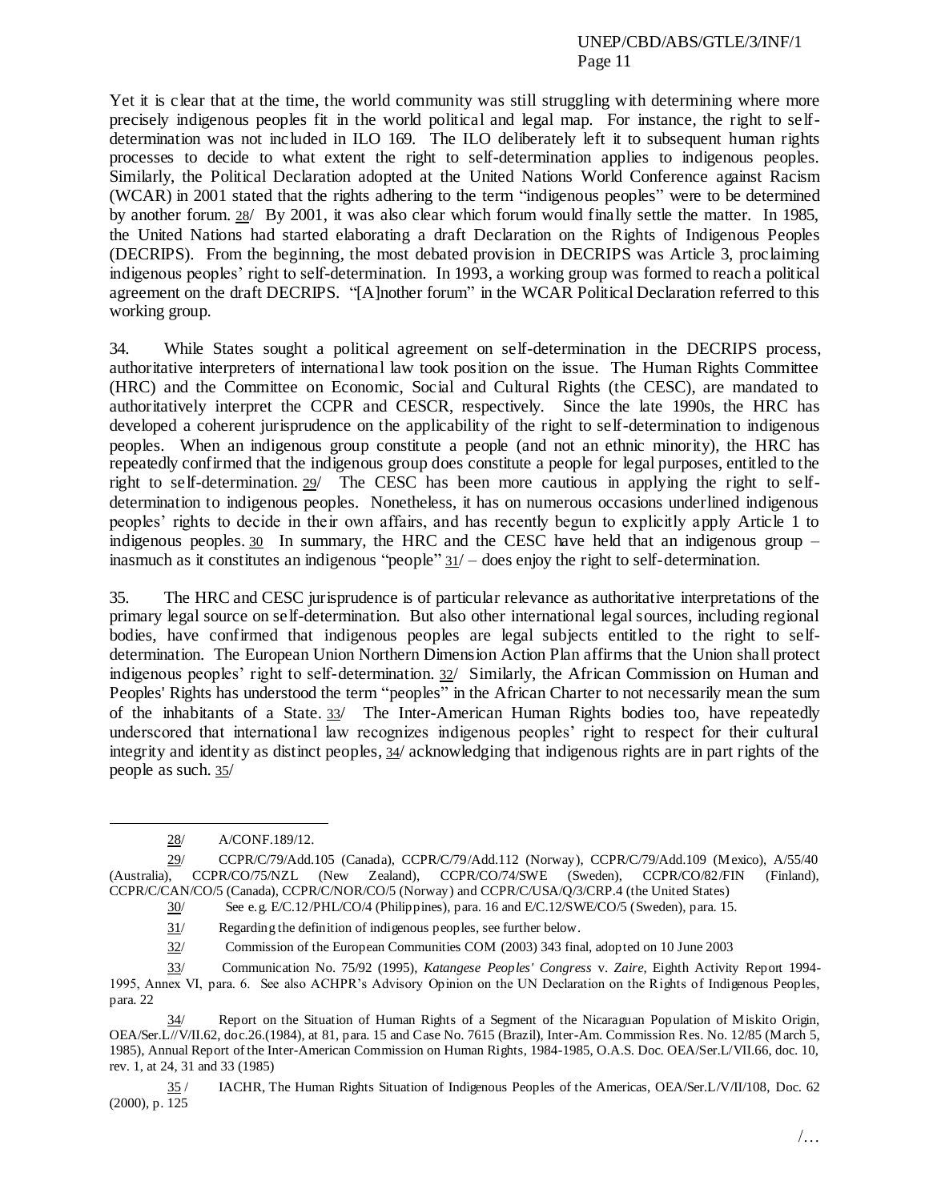Yet it is clear that at the time, the world community was still struggling with determining where more precisely indigenous peoples fit in the world political and legal map. For instance, the right to self-determination was not included in ILO 169. The ILO deliberately left it to subsequent human rights processes to decide to what extent the right to self-determination applies to indigenous peoples. Similarly, the Political Declaration adopted at the United Nations World Conference against Racism (WCAR) in 2001 stated that the rights adhering to the term "indigenous peoples" were to be determined by another forum. 28/ By 2001, it was also clear which forum would finally settle the matter. In 1985, the United Nations had started elaborating a draft Declaration on the Rights of Indigenous Peoples (DECRIPS). From the beginning, the most debated provision in DECRIPS was Article 3, proclaiming indigenous peoples' right to self-determination. In 1993, a working group was formed to reach a political agreement on the draft DECRIPS. "[A]nother forum" in the WCAR Political Declaration referred to this working group.

34. While States sought a political agreement on self-determination in the DECRIPS process, authoritative interpreters of international law took position on the issue. The Human Rights Committee (HRC) and the Committee on Economic, Social and Cultural Rights (the CESC), are mandated to authoritatively interpret the CCPR and CESCR, respectively. Since the late 1990s, the HRC has developed a coherent jurisprudence on the applicability of the right to self-determination to indigenous peoples. When an indigenous group constitute a people (and not an ethnic minority), the HRC has repeatedly confirmed that the indigenous group does constitute a people for legal purposes, entitled to the right to self-determination. 29/ The CESC has been more cautious in applying the right to self-determination to indigenous peoples. Nonetheless, it has on numerous occasions underlined indigenous peoples' rights to decide in their own affairs, and has recently begun to explicitly apply Article 1 to indigenous peoples. 30 In summary, the HRC and the CESC have held that an indigenous group – inasmuch as it constitutes an indigenous "people" 31/ – does enjoy the right to self-determination.

35. The HRC and CESC jurisprudence is of particular relevance as authoritative interpretations of the primary legal source on self-determination. But also other international legal sources, including regional bodies, have confirmed that indigenous peoples are legal subjects entitled to the right to self-determination. The European Union Northern Dimension Action Plan affirms that the Union shall protect indigenous peoples' right to self-determination. 32/ Similarly, the African Commission on Human and Peoples' Rights has understood the term "peoples" in the African Charter to not necessarily mean the sum of the inhabitants of a State. 33/ The Inter-American Human Rights bodies too, have repeatedly underscored that international law recognizes indigenous peoples' right to respect for their cultural integrity and identity as distinct peoples, 34/ acknowledging that indigenous rights are in part rights of the people as such. 35/

---

28/ A/CONF.189/12.

29/ CCPR/C/79/Add.105 (Canada), CCPR/C/79/Add.112 (Norway), CCPR/C/79/Add.109 (Mexico), A/55/40 (Australia), CCPR/CO/75/NZL (New Zealand), CCPR/CO/74/SWE (Sweden), CCPR/CO/82/FIN (Finland), CCPR/C/CAN/CO/5 (Canada), CCPR/C/NOR/CO/5 (Norway) and CCPR/C/USA/Q/3/CRP.4 (the United States)

30/ See e.g. E/C.12/PHL/CO/4 (Philippines), para. 16 and E/C.12/SWE/CO/5 (Sweden), para. 15.

31/ Regarding the definition of indigenous peoples, see further below.

32/ Commission of the European Communities COM (2003) 343 final, adopted on 10 June 2003

33/ Communication No. 75/92 (1995), *Katangese Peoples' Congress* v. *Zaire*, Eighth Activity Report 1994-1995, Annex VI, para. 6. See also ACHPR's Advisory Opinion on the UN Declaration on the Rights of Indigenous Peoples, para. 22

34/ Report on the Situation of Human Rights of a Segment of the Nicaraguan Population of Miskito Origin, OEA/Ser.L//V/II.62, doc.26.(1984), at 81, para. 15 and Case No. 7615 (Brazil), Inter-Am. Commission Res. No. 12/85 (March 5, 1985), Annual Report of the Inter-American Commission on Human Rights, 1984-1985, O.A.S. Doc. OEA/Ser.L/VII.66, doc. 10, rev. 1, at 24, 31 and 33 (1985)

35 / IACHR, The Human Rights Situation of Indigenous Peoples of the Americas, OEA/Ser.L/V/II/108, Doc. 62 (2000), p. 125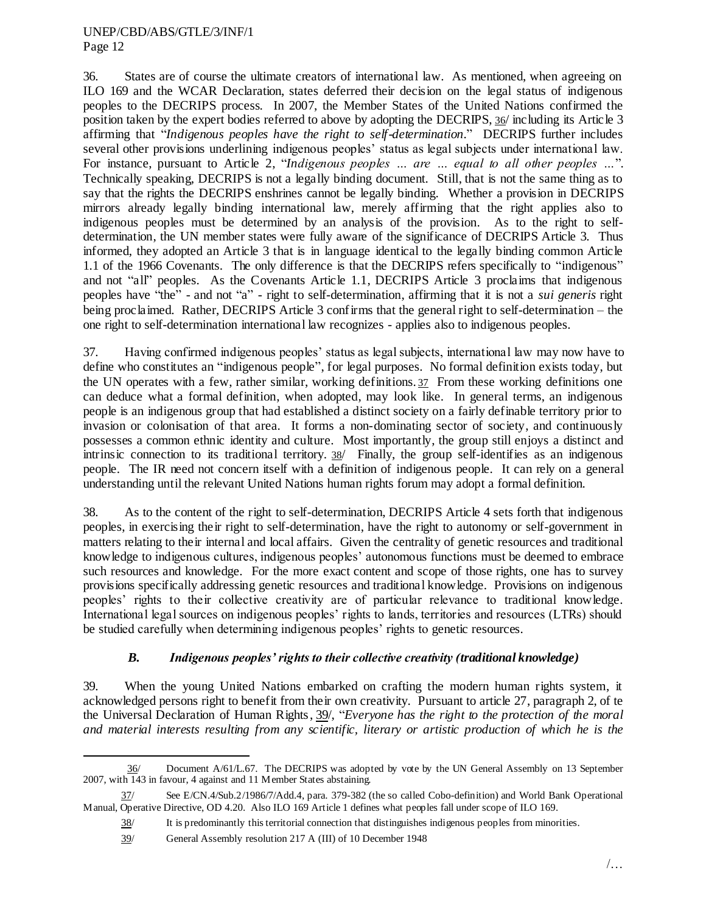36. States are of course the ultimate creators of international law. As mentioned, when agreeing on ILO 169 and the WCAR Declaration, states deferred their decision on the legal status of indigenous peoples to the DECRIPS process. In 2007, the Member States of the United Nations confirmed the position taken by the expert bodies referred to above by adopting the DECRIPS, 36/ including its Article 3 affirming that "*Indigenous peoples have the right to self-determination*." DECRIPS further includes several other provisions underlining indigenous peoples' status as legal subjects under international law. For instance, pursuant to Article 2, "*Indigenous peoples … are … equal to all other peoples …*". Technically speaking, DECRIPS is not a legally binding document. Still, that is not the same thing as to say that the rights the DECRIPS enshrines cannot be legally binding. Whether a provision in DECRIPS mirrors already legally binding international law, merely affirming that the right applies also to indigenous peoples must be determined by an analysis of the provision. As to the right to self-determination, the UN member states were fully aware of the significance of DECRIPS Article 3. Thus informed, they adopted an Article 3 that is in language identical to the legally binding common Article 1.1 of the 1966 Covenants. The only difference is that the DECRIPS refers specifically to "indigenous" and not "all" peoples. As the Covenants Article 1.1, DECRIPS Article 3 proclaims that indigenous peoples have "the" - and not "a" - right to self-determination, affirming that it is not a *sui generis* right being proclaimed. Rather, DECRIPS Article 3 confirms that the general right to self-determination – the one right to self-determination international law recognizes - applies also to indigenous peoples.

37. Having confirmed indigenous peoples' status as legal subjects, international law may now have to define who constitutes an "indigenous people", for legal purposes. No formal definition exists today, but the UN operates with a few, rather similar, working definitions. 37 From these working definitions one can deduce what a formal definition, when adopted, may look like. In general terms, an indigenous people is an indigenous group that had established a distinct society on a fairly definable territory prior to invasion or colonisation of that area. It forms a non-dominating sector of society, and continuously possesses a common ethnic identity and culture. Most importantly, the group still enjoys a distinct and intrinsic connection to its traditional territory. 38/ Finally, the group self-identifies as an indigenous people. The IR need not concern itself with a definition of indigenous people. It can rely on a general understanding until the relevant United Nations human rights forum may adopt a formal definition.

38. As to the content of the right to self-determination, DECRIPS Article 4 sets forth that indigenous peoples, in exercising their right to self-determination, have the right to autonomy or self-government in matters relating to their internal and local affairs. Given the centrality of genetic resources and traditional knowledge to indigenous cultures, indigenous peoples' autonomous functions must be deemed to embrace such resources and knowledge. For the more exact content and scope of those rights, one has to survey provisions specifically addressing genetic resources and traditional knowledge. Provisions on indigenous peoples' rights to their collective creativity are of particular relevance to traditional knowledge. International legal sources on indigenous peoples' rights to lands, territories and resources (LTRs) should be studied carefully when determining indigenous peoples' rights to genetic resources.

### *B. Indigenous peoples' rights to their collective creativity (traditional knowledge)*

39. When the young United Nations embarked on crafting the modern human rights system, it acknowledged persons right to benefit from their own creativity. Pursuant to article 27, paragraph 2, of te the Universal Declaration of Human Rights, 39/, "*Everyone has the right to the protection of the moral and material interests resulting from any scientific, literary or artistic production of which he is the*

---

36/ Document A/61/L.67. The DECRIPS was adopted by vote by the UN General Assembly on 13 September 2007, with 143 in favour, 4 against and 11 Member States abstaining.

37/ See E/CN.4/Sub.2/1986/7/Add.4, para. 379-382 (the so called Cobo-definition) and World Bank Operational Manual, Operative Directive, OD 4.20. Also ILO 169 Article 1 defines what peoples fall under scope of ILO 169.

38/ It is predominantly this territorial connection that distinguishes indigenous peoples from minorities.

39/ General Assembly resolution 217 A (III) of 10 December 1948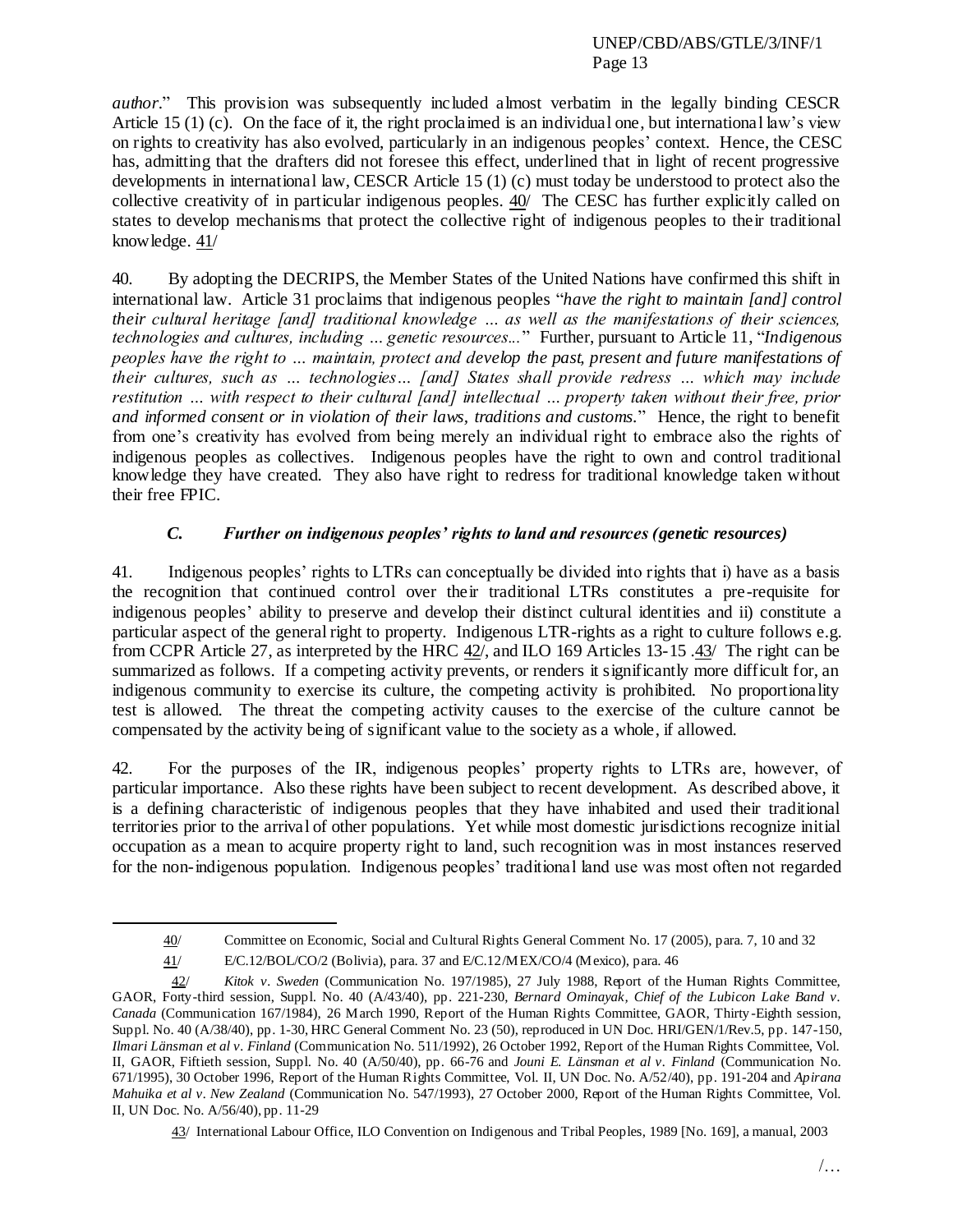*author*." This provision was subsequently included almost verbatim in the legally binding CESCR Article 15 (1) (c). On the face of it, the right proclaimed is an individual one, but international law's view on rights to creativity has also evolved, particularly in an indigenous peoples' context. Hence, the CESC has, admitting that the drafters did not foresee this effect, underlined that in light of recent progressive developments in international law, CESCR Article 15 (1) (c) must today be understood to protect also the collective creativity of in particular indigenous peoples. 40/ The CESC has further explicitly called on states to develop mechanisms that protect the collective right of indigenous peoples to their traditional knowledge. 41/

40. By adopting the DECRIPS, the Member States of the United Nations have confirmed this shift in international law. Article 31 proclaims that indigenous peoples "*have the right to maintain [and] control their cultural heritage [and] traditional knowledge … as well as the manifestations of their sciences, technologies and cultures, including … genetic resources...*" Further, pursuant to Article 11, "*Indigenous peoples have the right to … maintain, protect and develop the past, present and future manifestations of their cultures, such as … technologies… [and] States shall provide redress … which may include restitution … with respect to their cultural [and] intellectual … property taken without their free, prior and informed consent or in violation of their laws, traditions and customs.*" Hence, the right to benefit from one's creativity has evolved from being merely an individual right to embrace also the rights of indigenous peoples as collectives. Indigenous peoples have the right to own and control traditional knowledge they have created. They also have right to redress for traditional knowledge taken without their free FPIC.

### *C. Further on indigenous peoples' rights to land and resources (genetic resources)*

41. Indigenous peoples' rights to LTRs can conceptually be divided into rights that i) have as a basis the recognition that continued control over their traditional LTRs constitutes a pre-requisite for indigenous peoples' ability to preserve and develop their distinct cultural identities and ii) constitute a particular aspect of the general right to property. Indigenous LTR-rights as a right to culture follows e.g. from CCPR Article 27, as interpreted by the HRC 42/, and ILO 169 Articles 13-15 .43/ The right can be summarized as follows. If a competing activity prevents, or renders it significantly more difficult for, an indigenous community to exercise its culture, the competing activity is prohibited. No proportionality test is allowed. The threat the competing activity causes to the exercise of the culture cannot be compensated by the activity being of significant value to the society as a whole, if allowed.

42. For the purposes of the IR, indigenous peoples' property rights to LTRs are, however, of particular importance. Also these rights have been subject to recent development. As described above, it is a defining characteristic of indigenous peoples that they have inhabited and used their traditional territories prior to the arrival of other populations. Yet while most domestic jurisdictions recognize initial occupation as a mean to acquire property right to land, such recognition was in most instances reserved for the non-indigenous population. Indigenous peoples' traditional land use was most often not regarded

---

40/ Committee on Economic, Social and Cultural Rights General Comment No. 17 (2005), para. 7, 10 and 32

41/ E/C.12/BOL/CO/2 (Bolivia), para. 37 and E/C.12/MEX/CO/4 (Mexico), para. 46

42/ *Kitok v. Sweden* (Communication No. 197/1985), 27 July 1988, Report of the Human Rights Committee, GAOR, Forty-third session, Suppl. No. 40 (A/43/40), pp. 221-230, *Bernard Ominayak, Chief of the Lubicon Lake Band v. Canada* (Communication 167/1984), 26 March 1990, Report of the Human Rights Committee, GAOR, Thirty-Eighth session, Suppl. No. 40 (A/38/40), pp. 1-30, HRC General Comment No. 23 (50), reproduced in UN Doc. HRI/GEN/1/Rev.5, pp. 147-150, *Ilmari Länsman et al v. Finland* (Communication No. 511/1992), 26 October 1992, Report of the Human Rights Committee, Vol. II, GAOR, Fiftieth session, Suppl. No. 40 (A/50/40), pp. 66-76 and *Jouni E. Länsman et al v. Finland* (Communication No. 671/1995), 30 October 1996, Report of the Human Rights Committee, Vol. II, UN Doc. No. A/52/40), pp. 191-204 and *Apirana Mahuika et al v. New Zealand* (Communication No. 547/1993), 27 October 2000, Report of the Human Rights Committee, Vol. II, UN Doc. No. A/56/40), pp. 11-29

43/ International Labour Office, ILO Convention on Indigenous and Tribal Peoples, 1989 [No. 169], a manual, 2003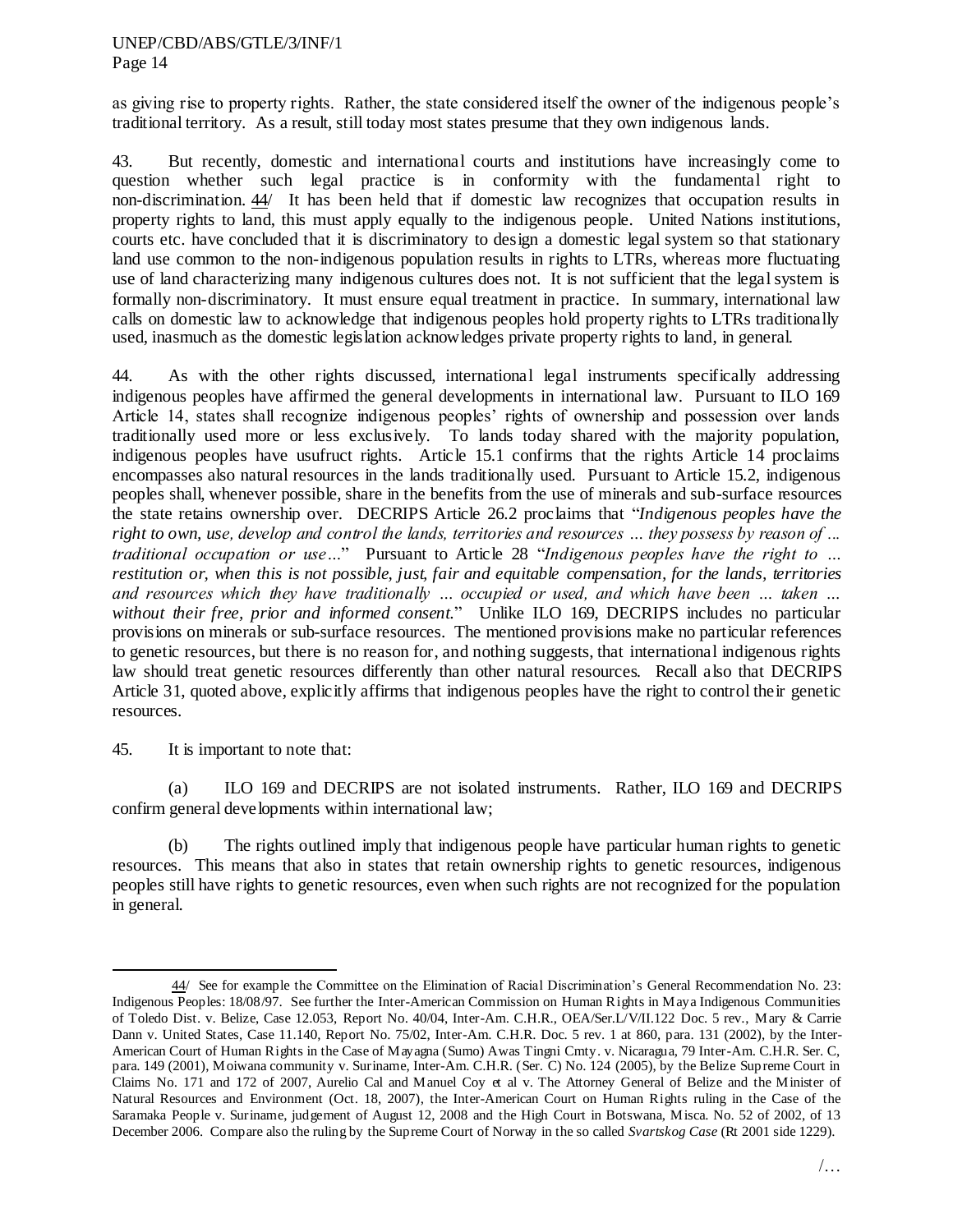as giving rise to property rights. Rather, the state considered itself the owner of the indigenous people's traditional territory. As a result, still today most states presume that they own indigenous lands.

43. But recently, domestic and international courts and institutions have increasingly come to question whether such legal practice is in conformity with the fundamental right to non-discrimination. 44/ It has been held that if domestic law recognizes that occupation results in property rights to land, this must apply equally to the indigenous people. United Nations institutions, courts etc. have concluded that it is discriminatory to design a domestic legal system so that stationary land use common to the non-indigenous population results in rights to LTRs, whereas more fluctuating use of land characterizing many indigenous cultures does not. It is not sufficient that the legal system is formally non-discriminatory. It must ensure equal treatment in practice. In summary, international law calls on domestic law to acknowledge that indigenous peoples hold property rights to LTRs traditionally used, inasmuch as the domestic legislation acknowledges private property rights to land, in general.

44. As with the other rights discussed, international legal instruments specifically addressing indigenous peoples have affirmed the general developments in international law. Pursuant to ILO 169 Article 14, states shall recognize indigenous peoples' rights of ownership and possession over lands traditionally used more or less exclusively. To lands today shared with the majority population, indigenous peoples have usufruct rights. Article 15.1 confirms that the rights Article 14 proclaims encompasses also natural resources in the lands traditionally used. Pursuant to Article 15.2, indigenous peoples shall, whenever possible, share in the benefits from the use of minerals and sub-surface resources the state retains ownership over. DECRIPS Article 26.2 proclaims that "*Indigenous peoples have the right to own, use, develop and control the lands, territories and resources … they possess by reason of … traditional occupation or use…*" Pursuant to Article 28 "*Indigenous peoples have the right to … restitution or, when this is not possible, just, fair and equitable compensation, for the lands, territories and resources which they have traditionally … occupied or used, and which have been … taken … without their free, prior and informed consent.*" Unlike ILO 169, DECRIPS includes no particular provisions on minerals or sub-surface resources. The mentioned provisions make no particular references to genetic resources, but there is no reason for, and nothing suggests, that international indigenous rights law should treat genetic resources differently than other natural resources. Recall also that DECRIPS Article 31, quoted above, explicitly affirms that indigenous peoples have the right to control their genetic resources.

45. It is important to note that:

(a) ILO 169 and DECRIPS are not isolated instruments. Rather, ILO 169 and DECRIPS confirm general developments within international law;

(b) The rights outlined imply that indigenous people have particular human rights to genetic resources. This means that also in states that retain ownership rights to genetic resources, indigenous peoples still have rights to genetic resources, even when such rights are not recognized for the population in general.

---

44/ See for example the Committee on the Elimination of Racial Discrimination's General Recommendation No. 23: Indigenous Peoples: 18/08/97. See further the Inter-American Commission on Human Rights in Maya Indigenous Communities of Toledo Dist. v. Belize, Case 12.053, Report No. 40/04, Inter-Am. C.H.R., OEA/Ser.L/V/II.122 Doc. 5 rev., Mary & Carrie Dann v. United States, Case 11.140, Report No. 75/02, Inter-Am. C.H.R. Doc. 5 rev. 1 at 860, para. 131 (2002), by the Inter-American Court of Human Rights in the Case of Mayagna (Sumo) Awas Tingni Cmty. v. Nicaragua, 79 Inter-Am. C.H.R. Ser. C, para. 149 (2001), Moiwana community v. Suriname, Inter-Am. C.H.R. (Ser. C) No. 124 (2005), by the Belize Supreme Court in Claims No. 171 and 172 of 2007, Aurelio Cal and Manuel Coy et al v. The Attorney General of Belize and the Minister of Natural Resources and Environment (Oct. 18, 2007), the Inter-American Court on Human Rights ruling in the Case of the Saramaka People v. Suriname, judgement of August 12, 2008 and the High Court in Botswana, Misca. No. 52 of 2002, of 13 December 2006. Compare also the ruling by the Supreme Court of Norway in the so called *Svartskog Case* (Rt 2001 side 1229).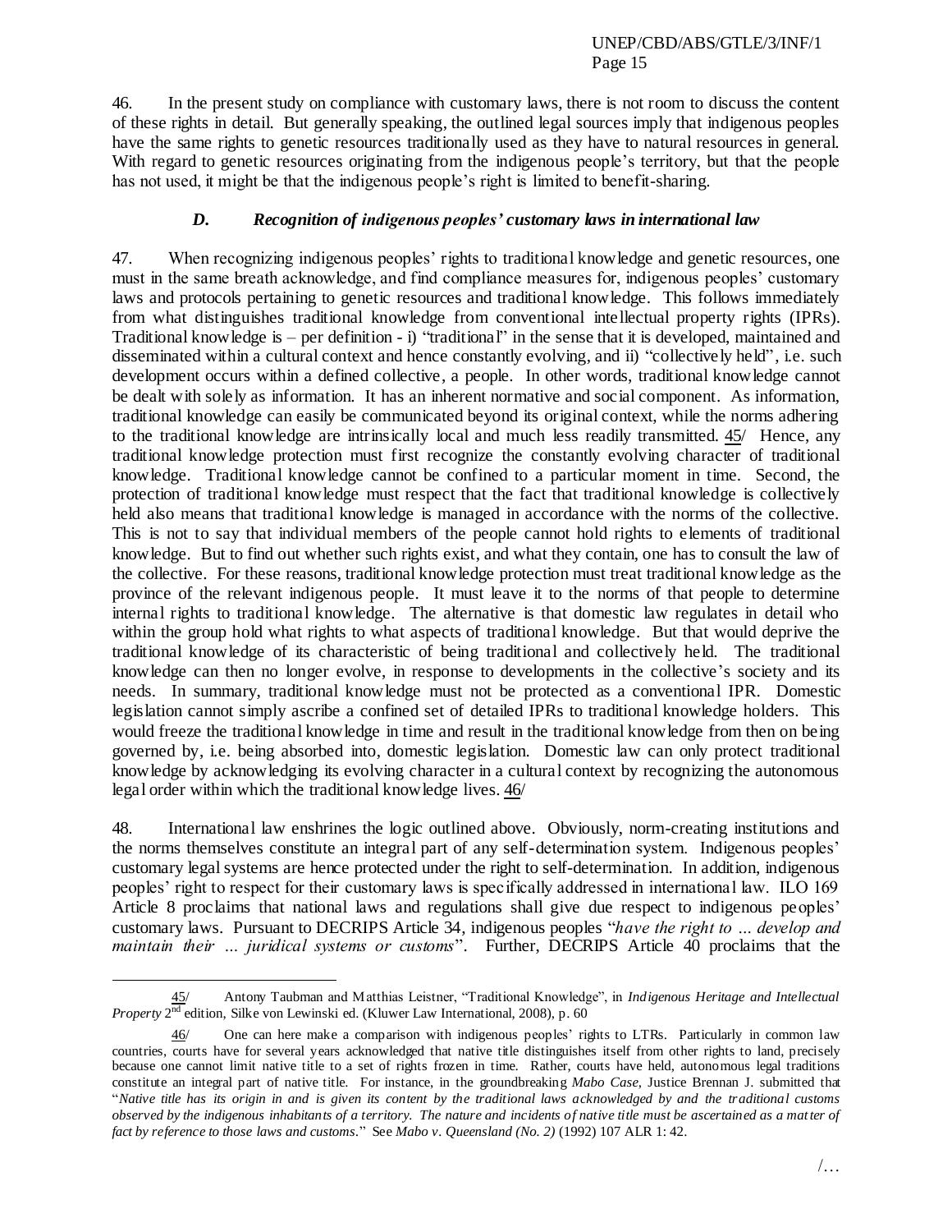46. In the present study on compliance with customary laws, there is not room to discuss the content of these rights in detail. But generally speaking, the outlined legal sources imply that indigenous peoples have the same rights to genetic resources traditionally used as they have to natural resources in general. With regard to genetic resources originating from the indigenous people's territory, but that the people has not used, it might be that the indigenous people's right is limited to benefit-sharing.

### *D. Recognition of indigenous peoples' customary laws in international law*

47. When recognizing indigenous peoples' rights to traditional knowledge and genetic resources, one must in the same breath acknowledge, and find compliance measures for, indigenous peoples' customary laws and protocols pertaining to genetic resources and traditional knowledge. This follows immediately from what distinguishes traditional knowledge from conventional intellectual property rights (IPRs). Traditional knowledge is – per definition - i) "traditional" in the sense that it is developed, maintained and disseminated within a cultural context and hence constantly evolving, and ii) "collectively held", i.e. such development occurs within a defined collective, a people. In other words, traditional knowledge cannot be dealt with solely as information. It has an inherent normative and social component. As information, traditional knowledge can easily be communicated beyond its original context, while the norms adhering to the traditional knowledge are intrinsically local and much less readily transmitted. 45/ Hence, any traditional knowledge protection must first recognize the constantly evolving character of traditional knowledge. Traditional knowledge cannot be confined to a particular moment in time. Second, the protection of traditional knowledge must respect that the fact that traditional knowledge is collectively held also means that traditional knowledge is managed in accordance with the norms of the collective. This is not to say that individual members of the people cannot hold rights to elements of traditional knowledge. But to find out whether such rights exist, and what they contain, one has to consult the law of the collective. For these reasons, traditional knowledge protection must treat traditional knowledge as the province of the relevant indigenous people. It must leave it to the norms of that people to determine internal rights to traditional knowledge. The alternative is that domestic law regulates in detail who within the group hold what rights to what aspects of traditional knowledge. But that would deprive the traditional knowledge of its characteristic of being traditional and collectively held. The traditional knowledge can then no longer evolve, in response to developments in the collective's society and its needs. In summary, traditional knowledge must not be protected as a conventional IPR. Domestic legislation cannot simply ascribe a confined set of detailed IPRs to traditional knowledge holders. This would freeze the traditional knowledge in time and result in the traditional knowledge from then on being governed by, i.e. being absorbed into, domestic legislation. Domestic law can only protect traditional knowledge by acknowledging its evolving character in a cultural context by recognizing the autonomous legal order within which the traditional knowledge lives. 46/

48. International law enshrines the logic outlined above. Obviously, norm-creating institutions and the norms themselves constitute an integral part of any self-determination system. Indigenous peoples' customary legal systems are hence protected under the right to self-determination. In addition, indigenous peoples' right to respect for their customary laws is specifically addressed in international law. ILO 169 Article 8 proclaims that national laws and regulations shall give due respect to indigenous peoples' customary laws. Pursuant to DECRIPS Article 34, indigenous peoples "*have the right to … develop and maintain their … juridical systems or customs*". Further, DECRIPS Article 40 proclaims that the

---

45/ Antony Taubman and Matthias Leistner, "Traditional Knowledge", in *Indigenous Heritage and Intellectual Property* 2nd edition, Silke von Lewinski ed. (Kluwer Law International, 2008), p. 60

46/ One can here make a comparison with indigenous peoples' rights to LTRs. Particularly in common law countries, courts have for several years acknowledged that native title distinguishes itself from other rights to land, precisely because one cannot limit native title to a set of rights frozen in time. Rather, courts have held, autonomous legal traditions constitute an integral part of native title. For instance, in the groundbreaking *Mabo Case*, Justice Brennan J. submitted that "*Native title has its origin in and is given its content by the traditional laws acknowledged by and the traditional customs observed by the indigenous inhabitants of a territory. The nature and incidents of native title must be ascertained as a matter of fact by reference to those laws and customs*." See *Mabo v. Queensland (No. 2)* (1992) 107 ALR 1: 42.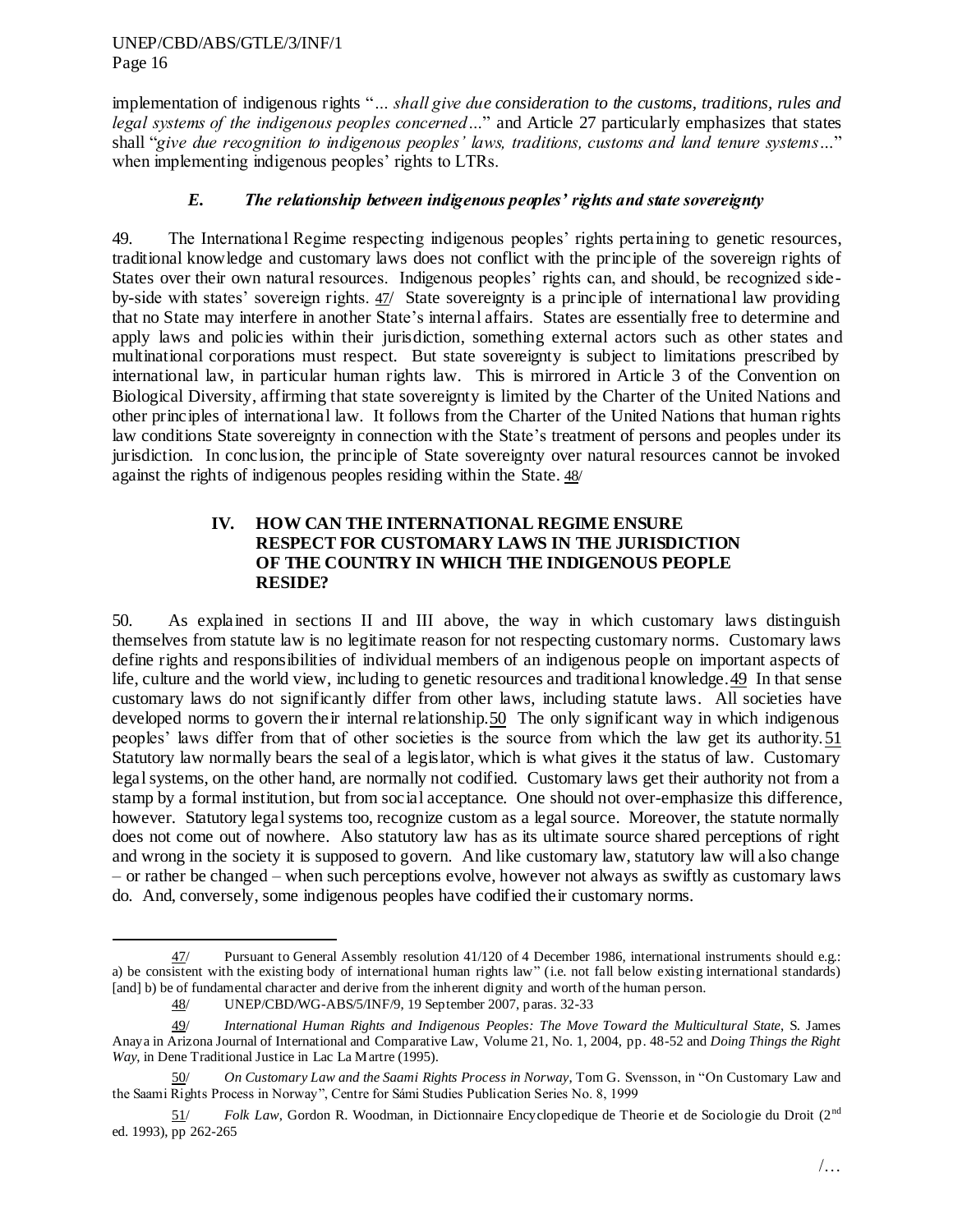implementation of indigenous rights "*... shall give due consideration to the customs, traditions, rules and legal systems of the indigenous peoples concerned...*" and Article 27 particularly emphasizes that states shall "*give due recognition to indigenous peoples' laws, traditions, customs and land tenure systems...*" when implementing indigenous peoples' rights to LTRs.

### *E. The relationship between indigenous peoples' rights and state sovereignty*

49. The International Regime respecting indigenous peoples' rights pertaining to genetic resources, traditional knowledge and customary laws does not conflict with the principle of the sovereign rights of States over their own natural resources. Indigenous peoples' rights can, and should, be recognized side-by-side with states' sovereign rights. 47/ State sovereignty is a principle of international law providing that no State may interfere in another State's internal affairs. States are essentially free to determine and apply laws and policies within their jurisdiction, something external actors such as other states and multinational corporations must respect. But state sovereignty is subject to limitations prescribed by international law, in particular human rights law. This is mirrored in Article 3 of the Convention on Biological Diversity, affirming that state sovereignty is limited by the Charter of the United Nations and other principles of international law. It follows from the Charter of the United Nations that human rights law conditions State sovereignty in connection with the State's treatment of persons and peoples under its jurisdiction. In conclusion, the principle of State sovereignty over natural resources cannot be invoked against the rights of indigenous peoples residing within the State. 48/

## IV. HOW CAN THE INTERNATIONAL REGIME ENSURE RESPECT FOR CUSTOMARY LAWS IN THE JURISDICTION OF THE COUNTRY IN WHICH THE INDIGENOUS PEOPLE RESIDE?

50. As explained in sections II and III above, the way in which customary laws distinguish themselves from statute law is no legitimate reason for not respecting customary norms. Customary laws define rights and responsibilities of individual members of an indigenous people on important aspects of life, culture and the world view, including to genetic resources and traditional knowledge. 49 In that sense customary laws do not significantly differ from other laws, including statute laws. All societies have developed norms to govern their internal relationship. 50 The only significant way in which indigenous peoples' laws differ from that of other societies is the source from which the law get its authority. 51 Statutory law normally bears the seal of a legislator, which is what gives it the status of law. Customary legal systems, on the other hand, are normally not codified. Customary laws get their authority not from a stamp by a formal institution, but from social acceptance. One should not over-emphasize this difference, however. Statutory legal systems too, recognize custom as a legal source. Moreover, the statute normally does not come out of nowhere. Also statutory law has as its ultimate source shared perceptions of right and wrong in the society it is supposed to govern. And like customary law, statutory law will also change – or rather be changed – when such perceptions evolve, however not always as swiftly as customary laws do. And, conversely, some indigenous peoples have codified their customary norms.

---

47/ Pursuant to General Assembly resolution 41/120 of 4 December 1986, international instruments should e.g.: a) be consistent with the existing body of international human rights law" (i.e. not fall below existing international standards) [and] b) be of fundamental character and derive from the inherent dignity and worth of the human person.

48/ UNEP/CBD/WG-ABS/5/INF/9, 19 September 2007, paras. 32-33

49/ *International Human Rights and Indigenous Peoples: The Move Toward the Multicultural State*, S. James Anaya in Arizona Journal of International and Comparative Law, Volume 21, No. 1, 2004, pp. 48-52 and *Doing Things the Right Way*, in Dene Traditional Justice in Lac La Martre (1995).

50/ *On Customary Law and the Saami Rights Process in Norway*, Tom G. Svensson, in "On Customary Law and the Saami Rights Process in Norway", Centre for Sámi Studies Publication Series No. 8, 1999

51/ *Folk Law*, Gordon R. Woodman, in Dictionnaire Encyclopedique de Theorie et de Sociologie du Droit (2nd ed. 1993), pp 262-265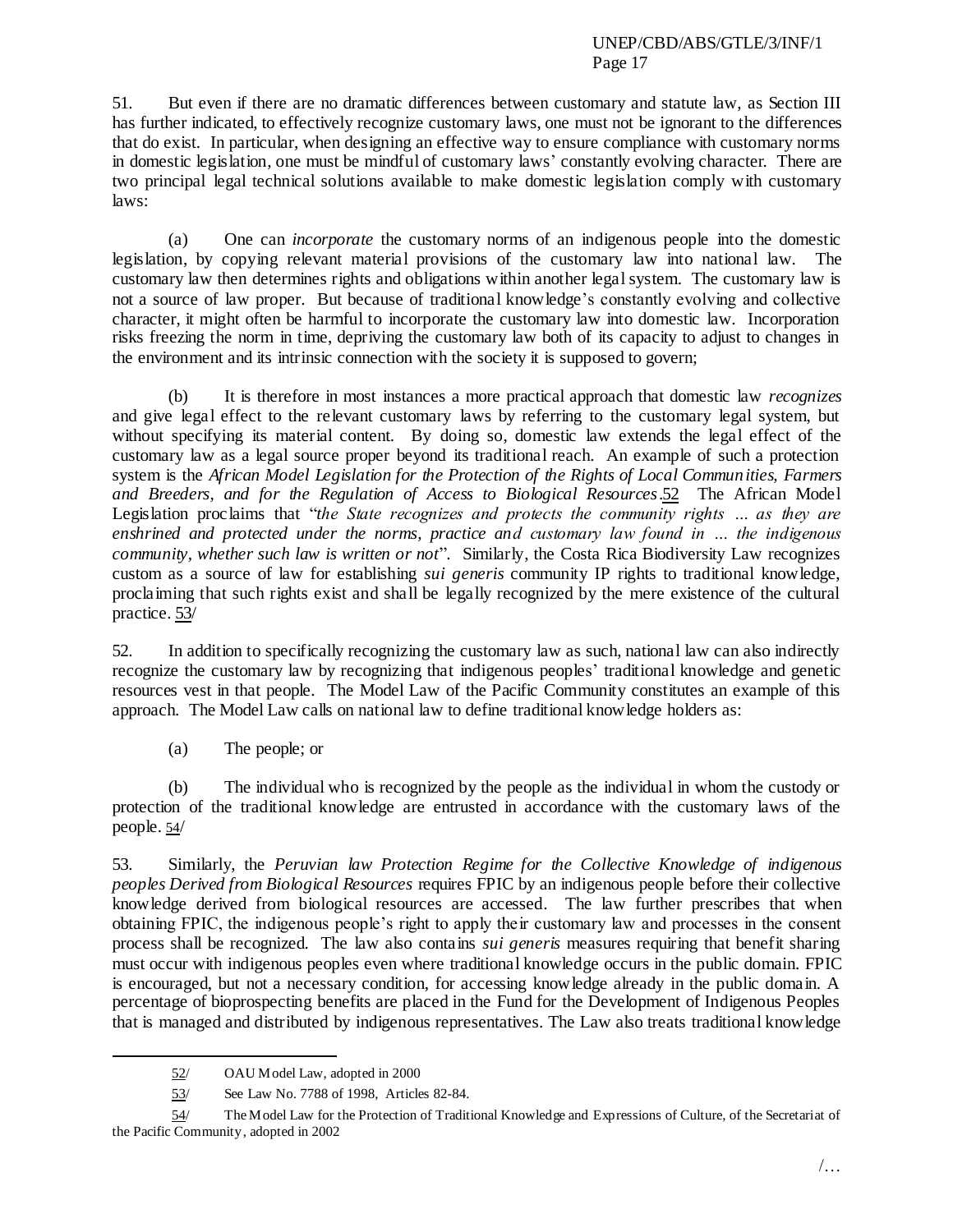51. But even if there are no dramatic differences between customary and statute law, as Section III has further indicated, to effectively recognize customary laws, one must not be ignorant to the differences that do exist. In particular, when designing an effective way to ensure compliance with customary norms in domestic legislation, one must be mindful of customary laws' constantly evolving character. There are two principal legal technical solutions available to make domestic legislation comply with customary laws:

(a) One can *incorporate* the customary norms of an indigenous people into the domestic legislation, by copying relevant material provisions of the customary law into national law. The customary law then determines rights and obligations within another legal system. The customary law is not a source of law proper. But because of traditional knowledge's constantly evolving and collective character, it might often be harmful to incorporate the customary law into domestic law. Incorporation risks freezing the norm in time, depriving the customary law both of its capacity to adjust to changes in the environment and its intrinsic connection with the society it is supposed to govern;

(b) It is therefore in most instances a more practical approach that domestic law *recognizes* and give legal effect to the relevant customary laws by referring to the customary legal system, but without specifying its material content. By doing so, domestic law extends the legal effect of the customary law as a legal source proper beyond its traditional reach. An example of such a protection system is the *African Model Legislation for the Protection of the Rights of Local Communities, Farmers and Breeders, and for the Regulation of Access to Biological Resources*.52 The African Model Legislation proclaims that "*the State recognizes and protects the community rights … as they are enshrined and protected under the norms, practice and customary law found in … the indigenous community, whether such law is written or not*". Similarly, the Costa Rica Biodiversity Law recognizes custom as a source of law for establishing *sui generis* community IP rights to traditional knowledge, proclaiming that such rights exist and shall be legally recognized by the mere existence of the cultural practice. 53/

52. In addition to specifically recognizing the customary law as such, national law can also indirectly recognize the customary law by recognizing that indigenous peoples' traditional knowledge and genetic resources vest in that people. The Model Law of the Pacific Community constitutes an example of this approach. The Model Law calls on national law to define traditional knowledge holders as:

(a) The people; or

(b) The individual who is recognized by the people as the individual in whom the custody or protection of the traditional knowledge are entrusted in accordance with the customary laws of the people. 54/

53. Similarly, the *Peruvian law Protection Regime for the Collective Knowledge of indigenous peoples Derived from Biological Resources* requires FPIC by an indigenous people before their collective knowledge derived from biological resources are accessed. The law further prescribes that when obtaining FPIC, the indigenous people's right to apply their customary law and processes in the consent process shall be recognized. The law also contains *sui generis* measures requiring that benefit sharing must occur with indigenous peoples even where traditional knowledge occurs in the public domain. FPIC is encouraged, but not a necessary condition, for accessing knowledge already in the public domain. A percentage of bioprospecting benefits are placed in the Fund for the Development of Indigenous Peoples that is managed and distributed by indigenous representatives. The Law also treats traditional knowledge

---

52/ OAU Model Law, adopted in 2000

53/ See Law No. 7788 of 1998, Articles 82-84.

54/ The Model Law for the Protection of Traditional Knowledge and Expressions of Culture, of the Secretariat of the Pacific Community, adopted in 2002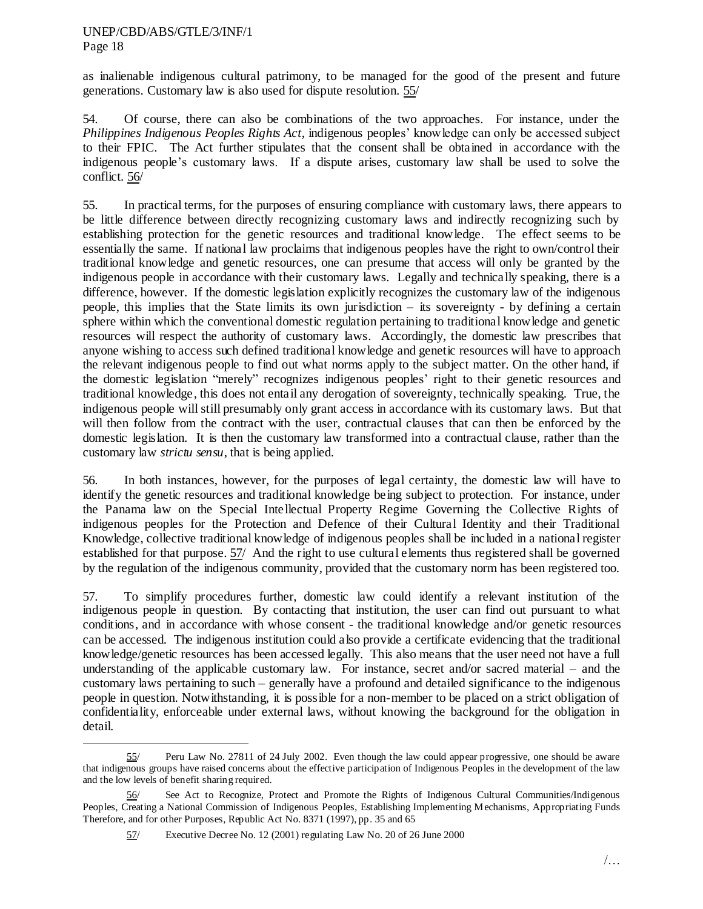as inalienable indigenous cultural patrimony, to be managed for the good of the present and future generations. Customary law is also used for dispute resolution. [55]

54. Of course, there can also be combinations of the two approaches. For instance, under the *Philippines Indigenous Peoples Rights Act*, indigenous peoples' knowledge can only be accessed subject to their FPIC. The Act further stipulates that the consent shall be obtained in accordance with the indigenous people's customary laws. If a dispute arises, customary law shall be used to solve the conflict. [56]

55. In practical terms, for the purposes of ensuring compliance with customary laws, there appears to be little difference between directly recognizing customary laws and indirectly recognizing such by establishing protection for the genetic resources and traditional knowledge. The effect seems to be essentially the same. If national law proclaims that indigenous peoples have the right to own/control their traditional knowledge and genetic resources, one can presume that access will only be granted by the indigenous people in accordance with their customary laws. Legally and technically speaking, there is a difference, however. If the domestic legislation explicitly recognizes the customary law of the indigenous people, this implies that the State limits its own jurisdiction – its sovereignty - by defining a certain sphere within which the conventional domestic regulation pertaining to traditional knowledge and genetic resources will respect the authority of customary laws. Accordingly, the domestic law prescribes that anyone wishing to access such defined traditional knowledge and genetic resources will have to approach the relevant indigenous people to find out what norms apply to the subject matter. On the other hand, if the domestic legislation "merely" recognizes indigenous peoples' right to their genetic resources and traditional knowledge, this does not entail any derogation of sovereignty, technically speaking. True, the indigenous people will still presumably only grant access in accordance with its customary laws. But that will then follow from the contract with the user, contractual clauses that can then be enforced by the domestic legislation. It is then the customary law transformed into a contractual clause, rather than the customary law *strictu sensu*, that is being applied.

56. In both instances, however, for the purposes of legal certainty, the domestic law will have to identify the genetic resources and traditional knowledge being subject to protection. For instance, under the Panama law on the Special Intellectual Property Regime Governing the Collective Rights of indigenous peoples for the Protection and Defence of their Cultural Identity and their Traditional Knowledge, collective traditional knowledge of indigenous peoples shall be included in a national register established for that purpose. [57] And the right to use cultural elements thus registered shall be governed by the regulation of the indigenous community, provided that the customary norm has been registered too.

57. To simplify procedures further, domestic law could identify a relevant institution of the indigenous people in question. By contacting that institution, the user can find out pursuant to what conditions, and in accordance with whose consent - the traditional knowledge and/or genetic resources can be accessed. The indigenous institution could also provide a certificate evidencing that the traditional knowledge/genetic resources has been accessed legally. This also means that the user need not have a full understanding of the applicable customary law. For instance, secret and/or sacred material – and the customary laws pertaining to such – generally have a profound and detailed significance to the indigenous people in question. Notwithstanding, it is possible for a non-member to be placed on a strict obligation of confidentiality, enforceable under external laws, without knowing the background for the obligation in detail.

---

55/ Peru Law No. 27811 of 24 July 2002. Even though the law could appear progressive, one should be aware that indigenous groups have raised concerns about the effective participation of Indigenous Peoples in the development of the law and the low levels of benefit sharing required.

56/ See Act to Recognize, Protect and Promote the Rights of Indigenous Cultural Communities/Indigenous Peoples, Creating a National Commission of Indigenous Peoples, Establishing Implementing Mechanisms, Appropriating Funds Therefore, and for other Purposes, Republic Act No. 8371 (1997), pp. 35 and 65

57/ Executive Decree No. 12 (2001) regulating Law No. 20 of 26 June 2000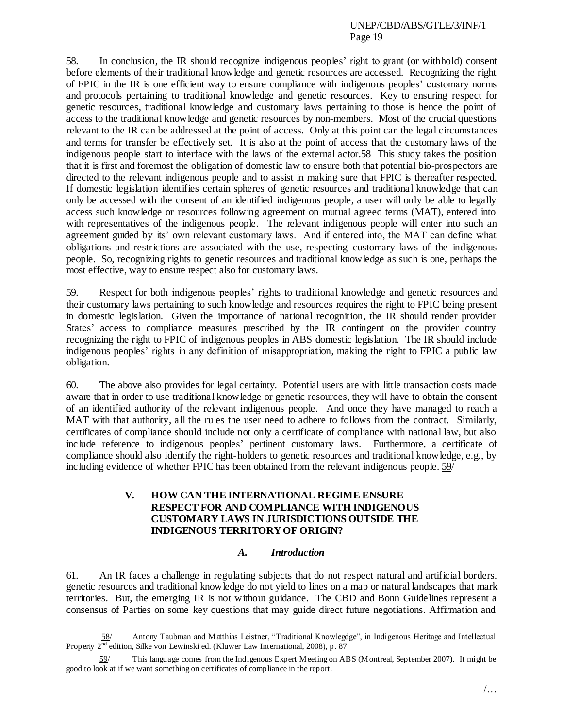58. In conclusion, the IR should recognize indigenous peoples' right to grant (or withhold) consent before elements of their traditional knowledge and genetic resources are accessed. Recognizing the right of FPIC in the IR is one efficient way to ensure compliance with indigenous peoples' customary norms and protocols pertaining to traditional knowledge and genetic resources. Key to ensuring respect for genetic resources, traditional knowledge and customary laws pertaining to those is hence the point of access to the traditional knowledge and genetic resources by non-members. Most of the crucial questions relevant to the IR can be addressed at the point of access. Only at this point can the legal circumstances and terms for transfer be effectively set. It is also at the point of access that the customary laws of the indigenous people start to interface with the laws of the external actor.58 This study takes the position that it is first and foremost the obligation of domestic law to ensure both that potential bio-prospectors are directed to the relevant indigenous people and to assist in making sure that FPIC is thereafter respected. If domestic legislation identifies certain spheres of genetic resources and traditional knowledge that can only be accessed with the consent of an identified indigenous people, a user will only be able to legally access such knowledge or resources following agreement on mutual agreed terms (MAT), entered into with representatives of the indigenous people. The relevant indigenous people will enter into such an agreement guided by its' own relevant customary laws. And if entered into, the MAT can define what obligations and restrictions are associated with the use, respecting customary laws of the indigenous people. So, recognizing rights to genetic resources and traditional knowledge as such is one, perhaps the most effective, way to ensure respect also for customary laws.

59. Respect for both indigenous peoples' rights to traditional knowledge and genetic resources and their customary laws pertaining to such knowledge and resources requires the right to FPIC being present in domestic legislation. Given the importance of national recognition, the IR should render provider States' access to compliance measures prescribed by the IR contingent on the provider country recognizing the right to FPIC of indigenous peoples in ABS domestic legislation. The IR should include indigenous peoples' rights in any definition of misappropriation, making the right to FPIC a public law obligation.

60. The above also provides for legal certainty. Potential users are with little transaction costs made aware that in order to use traditional knowledge or genetic resources, they will have to obtain the consent of an identified authority of the relevant indigenous people. And once they have managed to reach a MAT with that authority, all the rules the user need to adhere to follows from the contract. Similarly, certificates of compliance should include not only a certificate of compliance with national law, but also include reference to indigenous peoples' pertinent customary laws. Furthermore, a certificate of compliance should also identify the right-holders to genetic resources and traditional knowledge, e.g., by including evidence of whether FPIC has been obtained from the relevant indigenous people. 59/

## V. HOW CAN THE INTERNATIONAL REGIME ENSURE RESPECT FOR AND COMPLIANCE WITH INDIGENOUS CUSTOMARY LAWS IN JURISDICTIONS OUTSIDE THE INDIGENOUS TERRITORY OF ORIGIN?

### *A. Introduction*

61. An IR faces a challenge in regulating subjects that do not respect natural and artificial borders. genetic resources and traditional knowledge do not yield to lines on a map or natural landscapes that mark territories. But, the emerging IR is not without guidance. The CBD and Bonn Guidelines represent a consensus of Parties on some key questions that may guide direct future negotiations. Affirmation and

---

58/ Antony Taubman and Matthias Leistner, "Traditional Knowlegdge", in Indigenous Heritage and Intellectual Property 2[nd] edition, Silke von Lewinski ed. (Kluwer Law International, 2008), p. 87

59/ This language comes from the Indigenous Expert Meeting on ABS (Montreal, September 2007). It might be good to look at if we want something on certificates of compliance in the report.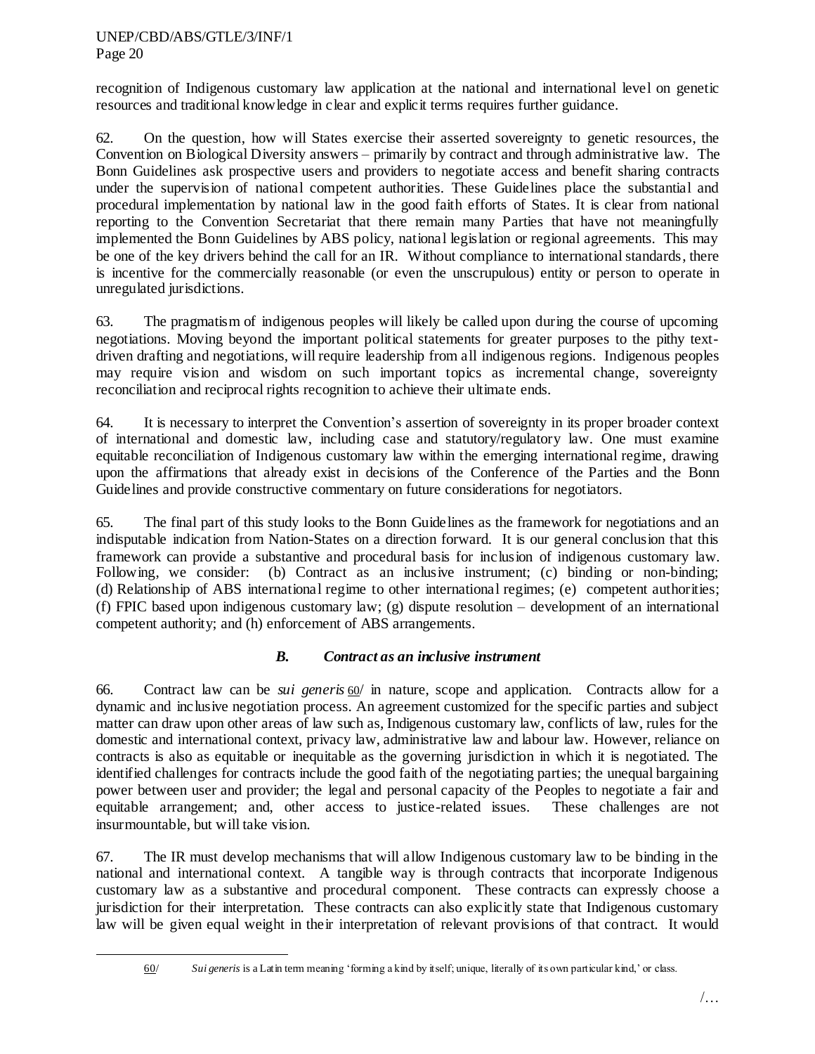recognition of Indigenous customary law application at the national and international level on genetic resources and traditional knowledge in clear and explicit terms requires further guidance.

62. On the question, how will States exercise their asserted sovereignty to genetic resources, the Convention on Biological Diversity answers – primarily by contract and through administrative law. The Bonn Guidelines ask prospective users and providers to negotiate access and benefit sharing contracts under the supervision of national competent authorities. These Guidelines place the substantial and procedural implementation by national law in the good faith efforts of States. It is clear from national reporting to the Convention Secretariat that there remain many Parties that have not meaningfully implemented the Bonn Guidelines by ABS policy, national legislation or regional agreements. This may be one of the key drivers behind the call for an IR. Without compliance to international standards, there is incentive for the commercially reasonable (or even the unscrupulous) entity or person to operate in unregulated jurisdictions.

63. The pragmatism of indigenous peoples will likely be called upon during the course of upcoming negotiations. Moving beyond the important political statements for greater purposes to the pithy text-driven drafting and negotiations, will require leadership from all indigenous regions. Indigenous peoples may require vision and wisdom on such important topics as incremental change, sovereignty reconciliation and reciprocal rights recognition to achieve their ultimate ends.

64. It is necessary to interpret the Convention's assertion of sovereignty in its proper broader context of international and domestic law, including case and statutory/regulatory law. One must examine equitable reconciliation of Indigenous customary law within the emerging international regime, drawing upon the affirmations that already exist in decisions of the Conference of the Parties and the Bonn Guidelines and provide constructive commentary on future considerations for negotiators.

65. The final part of this study looks to the Bonn Guidelines as the framework for negotiations and an indisputable indication from Nation-States on a direction forward. It is our general conclusion that this framework can provide a substantive and procedural basis for inclusion of indigenous customary law. Following, we consider: (b) Contract as an inclusive instrument; (c) binding or non-binding; (d) Relationship of ABS international regime to other international regimes; (e) competent authorities; (f) FPIC based upon indigenous customary law; (g) dispute resolution – development of an international competent authority; and (h) enforcement of ABS arrangements.

### *B. Contract as an inclusive instrument*

66. Contract law can be *sui generis* 60/ in nature, scope and application. Contracts allow for a dynamic and inclusive negotiation process. An agreement customized for the specific parties and subject matter can draw upon other areas of law such as, Indigenous customary law, conflicts of law, rules for the domestic and international context, privacy law, administrative law and labour law. However, reliance on contracts is also as equitable or inequitable as the governing jurisdiction in which it is negotiated. The identified challenges for contracts include the good faith of the negotiating Parties; the unequal bargaining power between user and provider; the legal and personal capacity of the Peoples to negotiate a fair and equitable arrangement; and, other access to justice-related issues. These challenges are not insurmountable, but will take vision.

67. The IR must develop mechanisms that will allow Indigenous customary law to be binding in the national and international context. A tangible way is through contracts that incorporate Indigenous customary law as a substantive and procedural component. These contracts can expressly choose a jurisdiction for their interpretation. These contracts can also explicitly state that Indigenous customary law will be given equal weight in their interpretation of relevant provisions of that contract. It would

---

60/ *Sui generis* is a Latin term meaning 'forming a kind by itself; unique, literally of its own particular kind,' or class.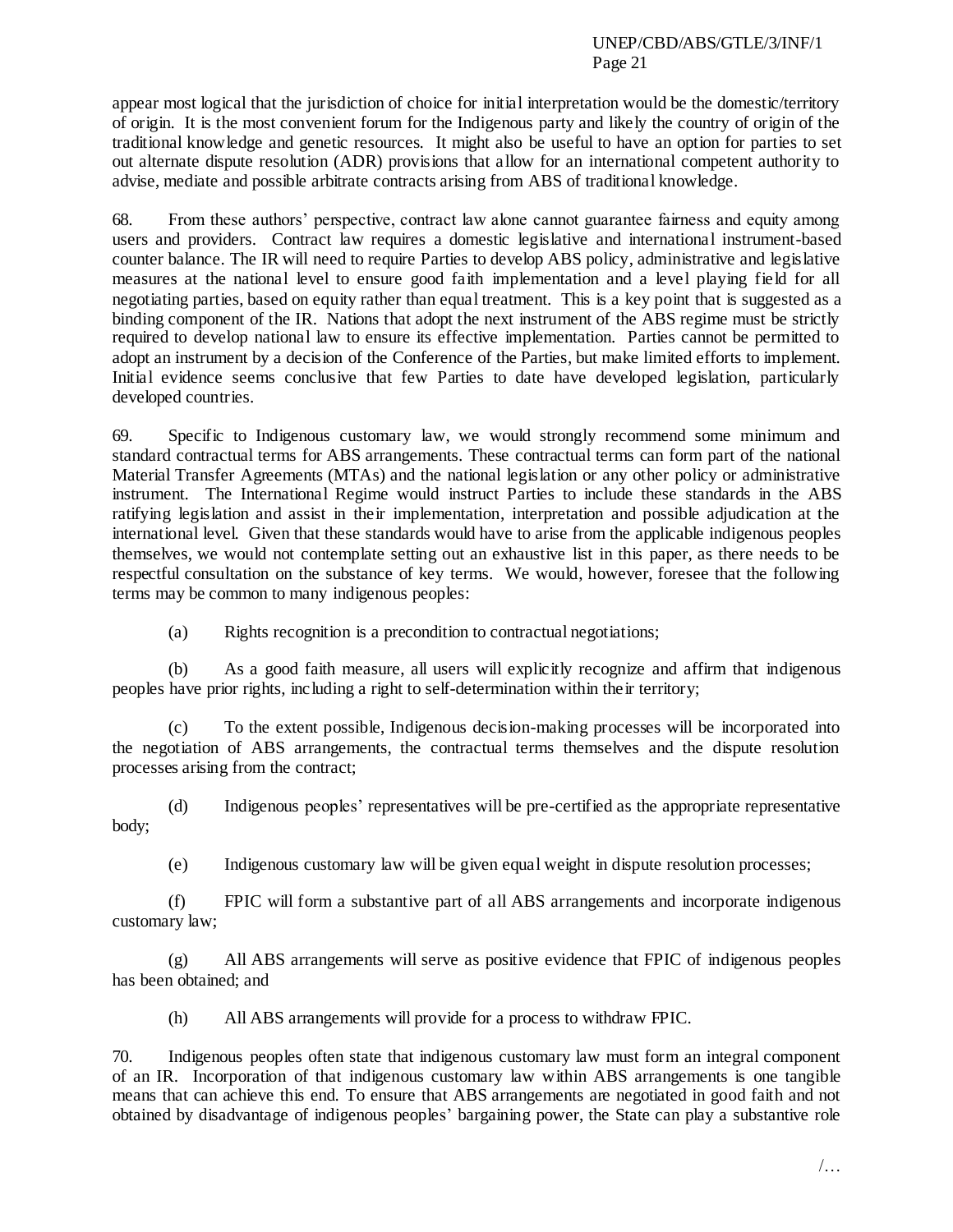appear most logical that the jurisdiction of choice for initial interpretation would be the domestic/territory of origin. It is the most convenient forum for the Indigenous party and likely the country of origin of the traditional knowledge and genetic resources. It might also be useful to have an option for parties to set out alternate dispute resolution (ADR) provisions that allow for an international competent authority to advise, mediate and possible arbitrate contracts arising from ABS of traditional knowledge.

68. From these authors' perspective, contract law alone cannot guarantee fairness and equity among users and providers. Contract law requires a domestic legislative and international instrument-based counter balance. The IR will need to require Parties to develop ABS policy, administrative and legislative measures at the national level to ensure good faith implementation and a level playing field for all negotiating parties, based on equity rather than equal treatment. This is a key point that is suggested as a binding component of the IR. Nations that adopt the next instrument of the ABS regime must be strictly required to develop national law to ensure its effective implementation. Parties cannot be permitted to adopt an instrument by a decision of the Conference of the Parties, but make limited efforts to implement. Initial evidence seems conclusive that few Parties to date have developed legislation, particularly developed countries.

69. Specific to Indigenous customary law, we would strongly recommend some minimum and standard contractual terms for ABS arrangements. These contractual terms can form part of the national Material Transfer Agreements (MTAs) and the national legislation or any other policy or administrative instrument. The International Regime would instruct Parties to include these standards in the ABS ratifying legislation and assist in their implementation, interpretation and possible adjudication at the international level. Given that these standards would have to arise from the applicable indigenous peoples themselves, we would not contemplate setting out an exhaustive list in this paper, as there needs to be respectful consultation on the substance of key terms. We would, however, foresee that the following terms may be common to many indigenous peoples:

(a) Rights recognition is a precondition to contractual negotiations;

(b) As a good faith measure, all users will explicitly recognize and affirm that indigenous peoples have prior rights, including a right to self-determination within their territory;

(c) To the extent possible, Indigenous decision-making processes will be incorporated into the negotiation of ABS arrangements, the contractual terms themselves and the dispute resolution processes arising from the contract;

(d) Indigenous peoples' representatives will be pre-certified as the appropriate representative body;

(e) Indigenous customary law will be given equal weight in dispute resolution processes;

(f) FPIC will form a substantive part of all ABS arrangements and incorporate indigenous customary law;

(g) All ABS arrangements will serve as positive evidence that FPIC of indigenous peoples has been obtained; and

(h) All ABS arrangements will provide for a process to withdraw FPIC.

70. Indigenous peoples often state that indigenous customary law must form an integral component of an IR. Incorporation of that indigenous customary law within ABS arrangements is one tangible means that can achieve this end. To ensure that ABS arrangements are negotiated in good faith and not obtained by disadvantage of indigenous peoples' bargaining power, the State can play a substantive role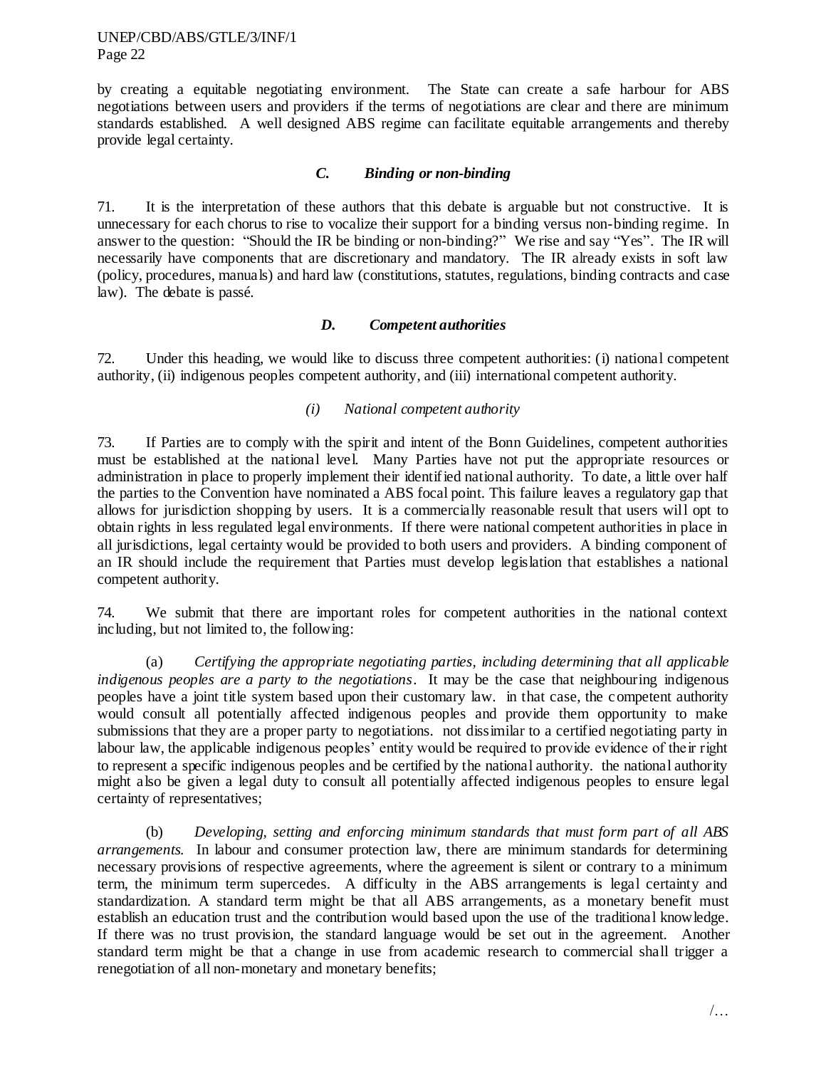by creating a equitable negotiating environment. The State can create a safe harbour for ABS negotiations between users and providers if the terms of negotiations are clear and there are minimum standards established. A well designed ABS regime can facilitate equitable arrangements and thereby provide legal certainty.

### *C. Binding or non-binding*

71. It is the interpretation of these authors that this debate is arguable but not constructive. It is unnecessary for each chorus to rise to vocalize their support for a binding versus non-binding regime. In answer to the question: "Should the IR be binding or non-binding?" We rise and say "Yes". The IR will necessarily have components that are discretionary and mandatory. The IR already exists in soft law (policy, procedures, manuals) and hard law (constitutions, statutes, regulations, binding contracts and case law). The debate is passé.

### *D. Competent authorities*

72. Under this heading, we would like to discuss three competent authorities: (i) national competent authority, (ii) indigenous peoples competent authority, and (iii) international competent authority.

#### *(i) National competent authority*

73. If Parties are to comply with the spirit and intent of the Bonn Guidelines, competent authorities must be established at the national level. Many Parties have not put the appropriate resources or administration in place to properly implement their identified national authority. To date, a little over half the parties to the Convention have nominated a ABS focal point. This failure leaves a regulatory gap that allows for jurisdiction shopping by users. It is a commercially reasonable result that users will opt to obtain rights in less regulated legal environments. If there were national competent authorities in place in all jurisdictions, legal certainty would be provided to both users and providers. A binding component of an IR should include the requirement that Parties must develop legislation that establishes a national competent authority.

74. We submit that there are important roles for competent authorities in the national context including, but not limited to, the following:

(a) *Certifying the appropriate negotiating parties, including determining that all applicable indigenous peoples are a party to the negotiations*. It may be the case that neighbouring indigenous peoples have a joint title system based upon their customary law. in that case, the competent authority would consult all potentially affected indigenous peoples and provide them opportunity to make submissions that they are a proper party to negotiations. not dissimilar to a certified negotiating party in labour law, the applicable indigenous peoples' entity would be required to provide evidence of their right to represent a specific indigenous peoples and be certified by the national authority. the national authority might also be given a legal duty to consult all potentially affected indigenous peoples to ensure legal certainty of representatives;

(b) *Developing, setting and enforcing minimum standards that must form part of all ABS arrangements.* In labour and consumer protection law, there are minimum standards for determining necessary provisions of respective agreements, where the agreement is silent or contrary to a minimum term, the minimum term supercedes. A difficulty in the ABS arrangements is legal certainty and standardization. A standard term might be that all ABS arrangements, as a monetary benefit must establish an education trust and the contribution would based upon the use of the traditional knowledge. If there was no trust provision, the standard language would be set out in the agreement. Another standard term might be that a change in use from academic research to commercial shall trigger a renegotiation of all non-monetary and monetary benefits;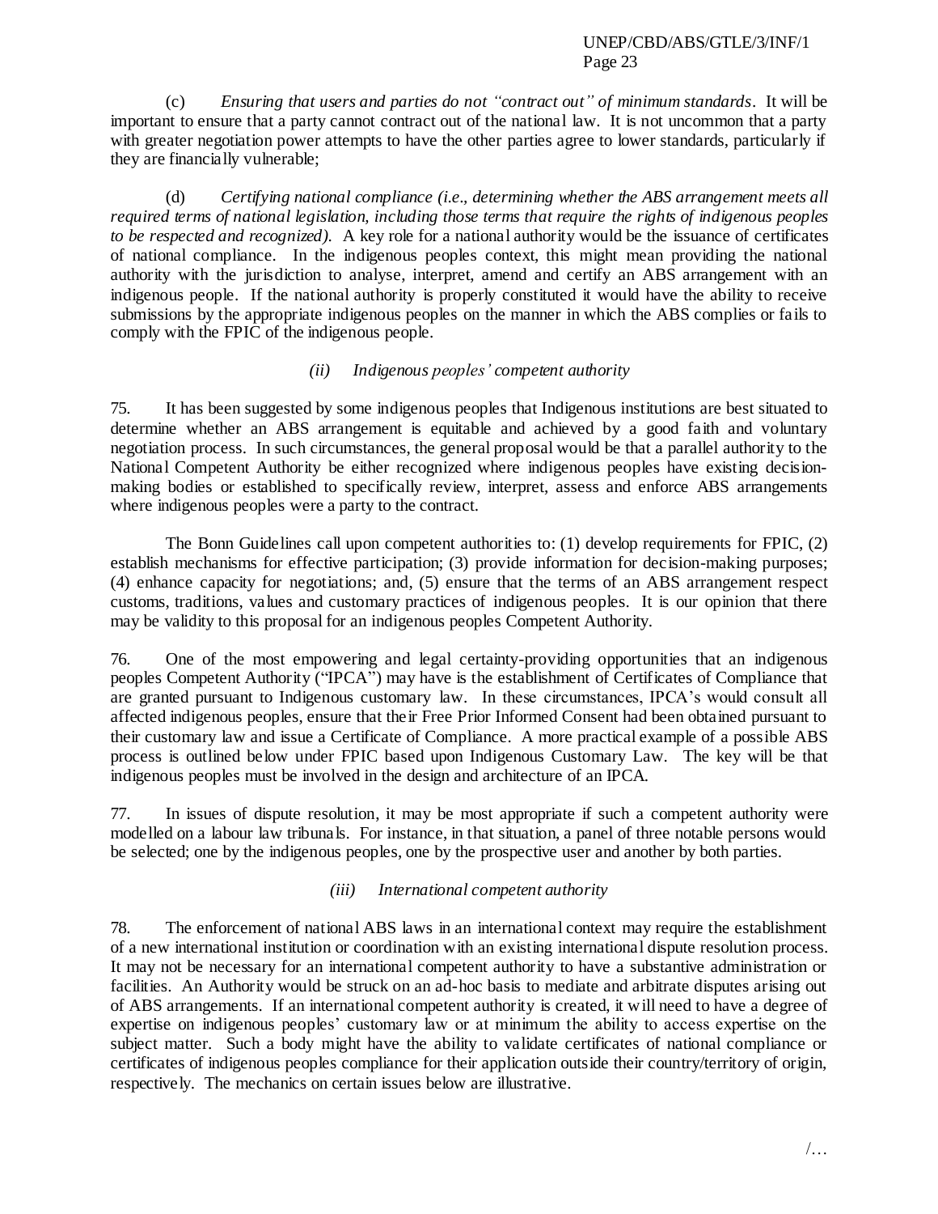(c) *Ensuring that users and parties do not "contract out" of minimum standards*. It will be important to ensure that a party cannot contract out of the national law. It is not uncommon that a party with greater negotiation power attempts to have the other parties agree to lower standards, particularly if they are financially vulnerable;

(d) *Certifying national compliance (i.e., determining whether the ABS arrangement meets all required terms of national legislation, including those terms that require the rights of indigenous peoples to be respected and recognized).* A key role for a national authority would be the issuance of certificates of national compliance. In the indigenous peoples context, this might mean providing the national authority with the jurisdiction to analyse, interpret, amend and certify an ABS arrangement with an indigenous people. If the national authority is properly constituted it would have the ability to receive submissions by the appropriate indigenous peoples on the manner in which the ABS complies or fails to comply with the FPIC of the indigenous people.

### *(ii) Indigenous peoples' competent authority*

75. It has been suggested by some indigenous peoples that Indigenous institutions are best situated to determine whether an ABS arrangement is equitable and achieved by a good faith and voluntary negotiation process. In such circumstances, the general proposal would be that a parallel authority to the National Competent Authority be either recognized where indigenous peoples have existing decision-making bodies or established to specifically review, interpret, assess and enforce ABS arrangements where indigenous peoples were a party to the contract.

The Bonn Guidelines call upon competent authorities to: (1) develop requirements for FPIC, (2) establish mechanisms for effective participation; (3) provide information for decision-making purposes; (4) enhance capacity for negotiations; and, (5) ensure that the terms of an ABS arrangement respect customs, traditions, values and customary practices of indigenous peoples. It is our opinion that there may be validity to this proposal for an indigenous peoples Competent Authority.

76. One of the most empowering and legal certainty-providing opportunities that an indigenous peoples Competent Authority ("IPCA") may have is the establishment of Certificates of Compliance that are granted pursuant to Indigenous customary law. In these circumstances, IPCA's would consult all affected indigenous peoples, ensure that their Free Prior Informed Consent had been obtained pursuant to their customary law and issue a Certificate of Compliance. A more practical example of a possible ABS process is outlined below under FPIC based upon Indigenous Customary Law. The key will be that indigenous peoples must be involved in the design and architecture of an IPCA.

77. In issues of dispute resolution, it may be most appropriate if such a competent authority were modelled on a labour law tribunals. For instance, in that situation, a panel of three notable persons would be selected; one by the indigenous peoples, one by the prospective user and another by both parties.

### *(iii) International competent authority*

78. The enforcement of national ABS laws in an international context may require the establishment of a new international institution or coordination with an existing international dispute resolution process. It may not be necessary for an international competent authority to have a substantive administration or facilities. An Authority would be struck on an ad-hoc basis to mediate and arbitrate disputes arising out of ABS arrangements. If an international competent authority is created, it will need to have a degree of expertise on indigenous peoples' customary law or at minimum the ability to access expertise on the subject matter. Such a body might have the ability to validate certificates of national compliance or certificates of indigenous peoples compliance for their application outside their country/territory of origin, respectively. The mechanics on certain issues below are illustrative.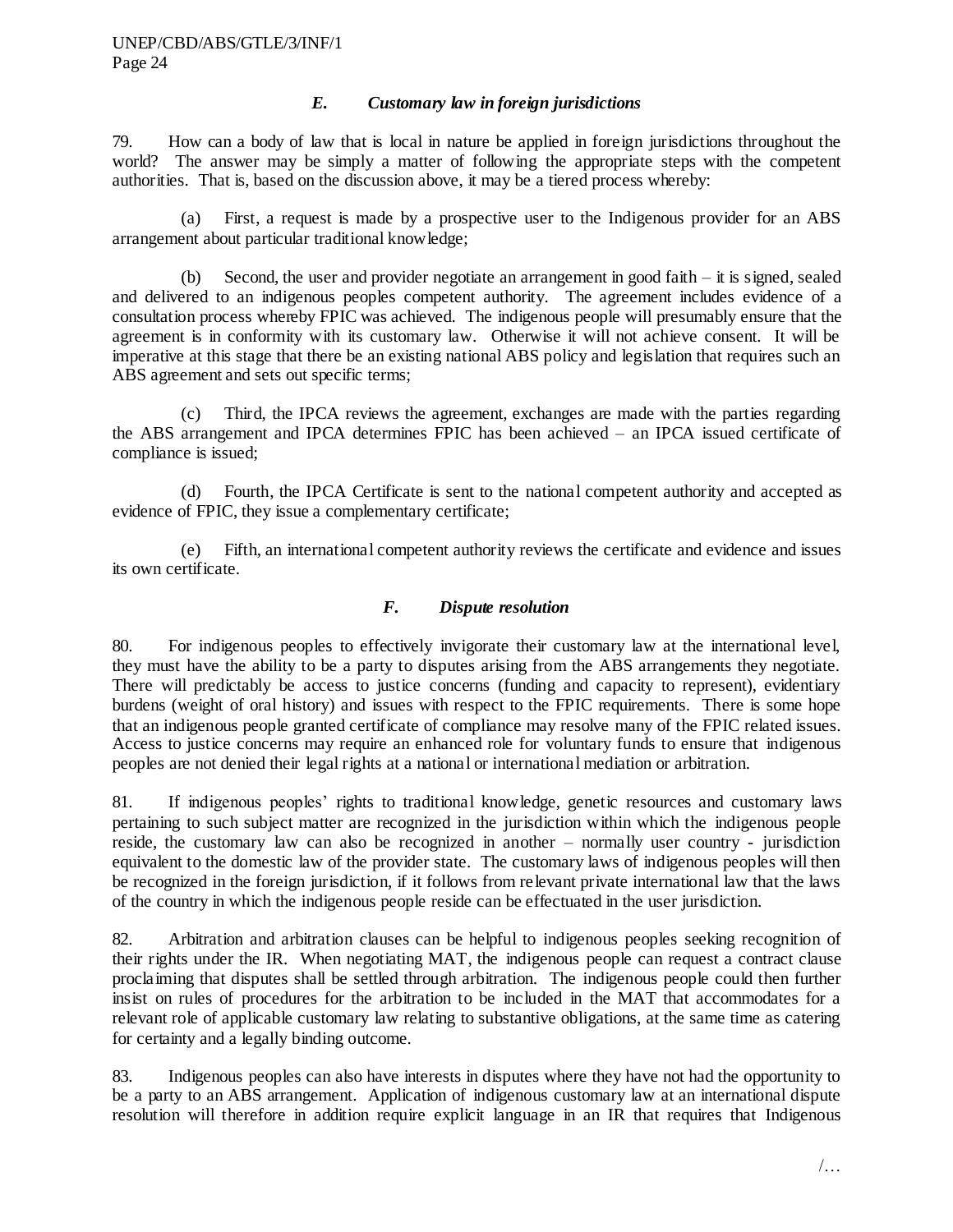### *E. Customary law in foreign jurisdictions*

79. How can a body of law that is local in nature be applied in foreign jurisdictions throughout the world? The answer may be simply a matter of following the appropriate steps with the competent authorities. That is, based on the discussion above, it may be a tiered process whereby:

(a) First, a request is made by a prospective user to the Indigenous provider for an ABS arrangement about particular traditional knowledge;

(b) Second, the user and provider negotiate an arrangement in good faith – it is signed, sealed and delivered to an indigenous peoples competent authority. The agreement includes evidence of a consultation process whereby FPIC was achieved. The indigenous people will presumably ensure that the agreement is in conformity with its customary law. Otherwise it will not achieve consent. It will be imperative at this stage that there be an existing national ABS policy and legislation that requires such an ABS agreement and sets out specific terms;

(c) Third, the IPCA reviews the agreement, exchanges are made with the parties regarding the ABS arrangement and IPCA determines FPIC has been achieved – an IPCA issued certificate of compliance is issued;

(d) Fourth, the IPCA Certificate is sent to the national competent authority and accepted as evidence of FPIC, they issue a complementary certificate;

(e) Fifth, an international competent authority reviews the certificate and evidence and issues its own certificate.

### *F. Dispute resolution*

80. For indigenous peoples to effectively invigorate their customary law at the international level, they must have the ability to be a party to disputes arising from the ABS arrangements they negotiate. There will predictably be access to justice concerns (funding and capacity to represent), evidentiary burdens (weight of oral history) and issues with respect to the FPIC requirements. There is some hope that an indigenous people granted certificate of compliance may resolve many of the FPIC related issues. Access to justice concerns may require an enhanced role for voluntary funds to ensure that indigenous peoples are not denied their legal rights at a national or international mediation or arbitration.

81. If indigenous peoples' rights to traditional knowledge, genetic resources and customary laws pertaining to such subject matter are recognized in the jurisdiction within which the indigenous people reside, the customary law can also be recognized in another – normally user country - jurisdiction equivalent to the domestic law of the provider state. The customary laws of indigenous peoples will then be recognized in the foreign jurisdiction, if it follows from relevant private international law that the laws of the country in which the indigenous people reside can be effectuated in the user jurisdiction.

82. Arbitration and arbitration clauses can be helpful to indigenous peoples seeking recognition of their rights under the IR. When negotiating MAT, the indigenous people can request a contract clause proclaiming that disputes shall be settled through arbitration. The indigenous people could then further insist on rules of procedures for the arbitration to be included in the MAT that accommodates for a relevant role of applicable customary law relating to substantive obligations, at the same time as catering for certainty and a legally binding outcome.

83. Indigenous peoples can also have interests in disputes where they have not had the opportunity to be a party to an ABS arrangement. Application of indigenous customary law at an international dispute resolution will therefore in addition require explicit language in an IR that requires that Indigenous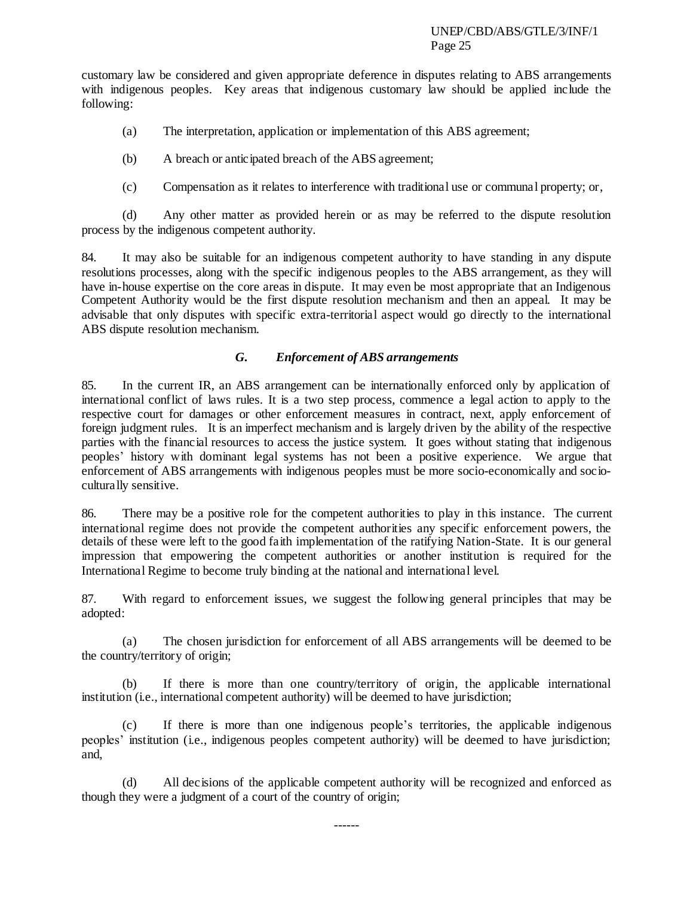customary law be considered and given appropriate deference in disputes relating to ABS arrangements with indigenous peoples. Key areas that indigenous customary law should be applied include the following:

(a) The interpretation, application or implementation of this ABS agreement;

(b) A breach or anticipated breach of the ABS agreement;

(c) Compensation as it relates to interference with traditional use or communal property; or,

(d) Any other matter as provided herein or as may be referred to the dispute resolution process by the indigenous competent authority.

84. It may also be suitable for an indigenous competent authority to have standing in any dispute resolutions processes, along with the specific indigenous peoples to the ABS arrangement, as they will have in-house expertise on the core areas in dispute. It may even be most appropriate that an Indigenous Competent Authority would be the first dispute resolution mechanism and then an appeal. It may be advisable that only disputes with specific extra-territorial aspect would go directly to the international ABS dispute resolution mechanism.

### *G. Enforcement of ABS arrangements*

85. In the current IR, an ABS arrangement can be internationally enforced only by application of international conflict of laws rules. It is a two step process, commence a legal action to apply to the respective court for damages or other enforcement measures in contract, next, apply enforcement of foreign judgment rules. It is an imperfect mechanism and is largely driven by the ability of the respective parties with the financial resources to access the justice system. It goes without stating that indigenous peoples' history with dominant legal systems has not been a positive experience. We argue that enforcement of ABS arrangements with indigenous peoples must be more socio-economically and socio-culturally sensitive.

86. There may be a positive role for the competent authorities to play in this instance. The current international regime does not provide the competent authorities any specific enforcement powers, the details of these were left to the good faith implementation of the ratifying Nation-State. It is our general impression that empowering the competent authorities or another institution is required for the International Regime to become truly binding at the national and international level.

87. With regard to enforcement issues, we suggest the following general principles that may be adopted:

(a) The chosen jurisdiction for enforcement of all ABS arrangements will be deemed to be the country/territory of origin;

(b) If there is more than one country/territory of origin, the applicable international institution (i.e., international competent authority) will be deemed to have jurisdiction;

(c) If there is more than one indigenous people's territories, the applicable indigenous peoples' institution (i.e., indigenous peoples competent authority) will be deemed to have jurisdiction; and,

(d) All decisions of the applicable competent authority will be recognized and enforced as though they were a judgment of a court of the country of origin;

------